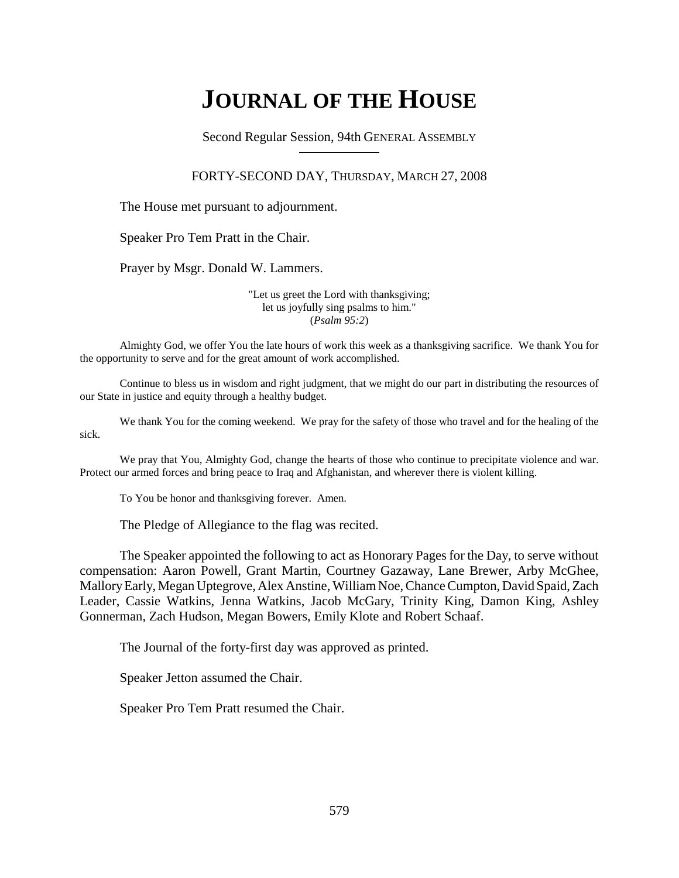# JOURNAL OF THE HOUSE

Second Regular Session, 94th GENERAL ASSEMBLY

FORTY-SECOND DAY, THURSDAY, MARCH 27, 2008

The House met pursuant to adjournment.

Speaker Pro Tem Pratt in the Chair.

Prayer by Msgr. Donald W. Lammers.

"Let us greet the Lord with thanksgiving;
let us joyfully sing psalms to him."
(*Psalm 95:2*)

Almighty God, we offer You the late hours of work this week as a thanksgiving sacrifice. We thank You for the opportunity to serve and for the great amount of work accomplished.

Continue to bless us in wisdom and right judgment, that we might do our part in distributing the resources of our State in justice and equity through a healthy budget.

We thank You for the coming weekend. We pray for the safety of those who travel and for the healing of the sick.

We pray that You, Almighty God, change the hearts of those who continue to precipitate violence and war. Protect our armed forces and bring peace to Iraq and Afghanistan, and wherever there is violent killing.

To You be honor and thanksgiving forever. Amen.

The Pledge of Allegiance to the flag was recited.

The Speaker appointed the following to act as Honorary Pages for the Day, to serve without compensation: Aaron Powell, Grant Martin, Courtney Gazaway, Lane Brewer, Arby McGhee, Mallory Early, Megan Uptegrove, Alex Anstine, William Noe, Chance Cumpton, David Spaid, Zach Leader, Cassie Watkins, Jenna Watkins, Jacob McGary, Trinity King, Damon King, Ashley Gonnerman, Zach Hudson, Megan Bowers, Emily Klote and Robert Schaaf.

The Journal of the forty-first day was approved as printed.

Speaker Jetton assumed the Chair.

Speaker Pro Tem Pratt resumed the Chair.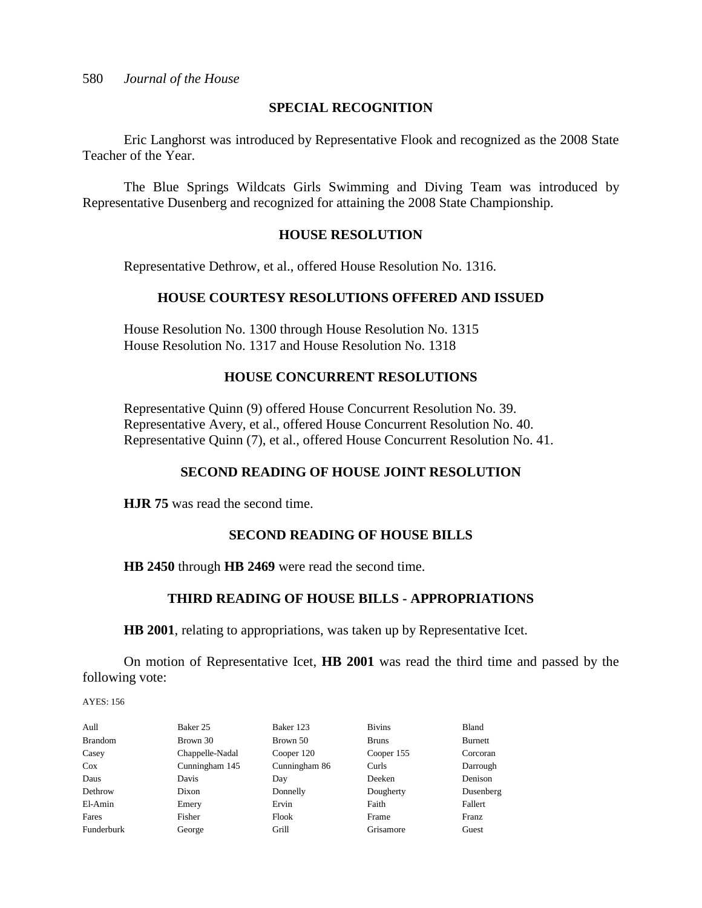## SPECIAL RECOGNITION

Eric Langhorst was introduced by Representative Flook and recognized as the 2008 State Teacher of the Year.

The Blue Springs Wildcats Girls Swimming and Diving Team was introduced by Representative Dusenberg and recognized for attaining the 2008 State Championship.

## HOUSE RESOLUTION

Representative Dethrow, et al., offered House Resolution No. 1316.

## HOUSE COURTESY RESOLUTIONS OFFERED AND ISSUED

House Resolution No. 1300 through House Resolution No. 1315
House Resolution No. 1317 and House Resolution No. 1318

## HOUSE CONCURRENT RESOLUTIONS

Representative Quinn (9) offered House Concurrent Resolution No. 39.
Representative Avery, et al., offered House Concurrent Resolution No. 40.
Representative Quinn (7), et al., offered House Concurrent Resolution No. 41.

## SECOND READING OF HOUSE JOINT RESOLUTION

**HJR 75** was read the second time.

## SECOND READING OF HOUSE BILLS

**HB 2450** through **HB 2469** were read the second time.

## THIRD READING OF HOUSE BILLS - APPROPRIATIONS

**HB 2001**, relating to appropriations, was taken up by Representative Icet.

On motion of Representative Icet, **HB 2001** was read the third time and passed by the following vote:

AYES: 156

| | | | | |
|---|---|---|---|---|
| Aull | Baker 25 | Baker 123 | Bivins | Bland |
| Brandom | Brown 30 | Brown 50 | Bruns | Burnett |
| Casey | Chappelle-Nadal | Cooper 120 | Cooper 155 | Corcoran |
| Cox | Cunningham 145 | Cunningham 86 | Curls | Darrough |
| Daus | Davis | Day | Deeken | Denison |
| Dethrow | Dixon | Donnelly | Dougherty | Dusenberg |
| El-Amin | Emery | Ervin | Faith | Fallert |
| Fares | Fisher | Flook | Frame | Franz |
| Funderburk | George | Grill | Grisamore | Guest |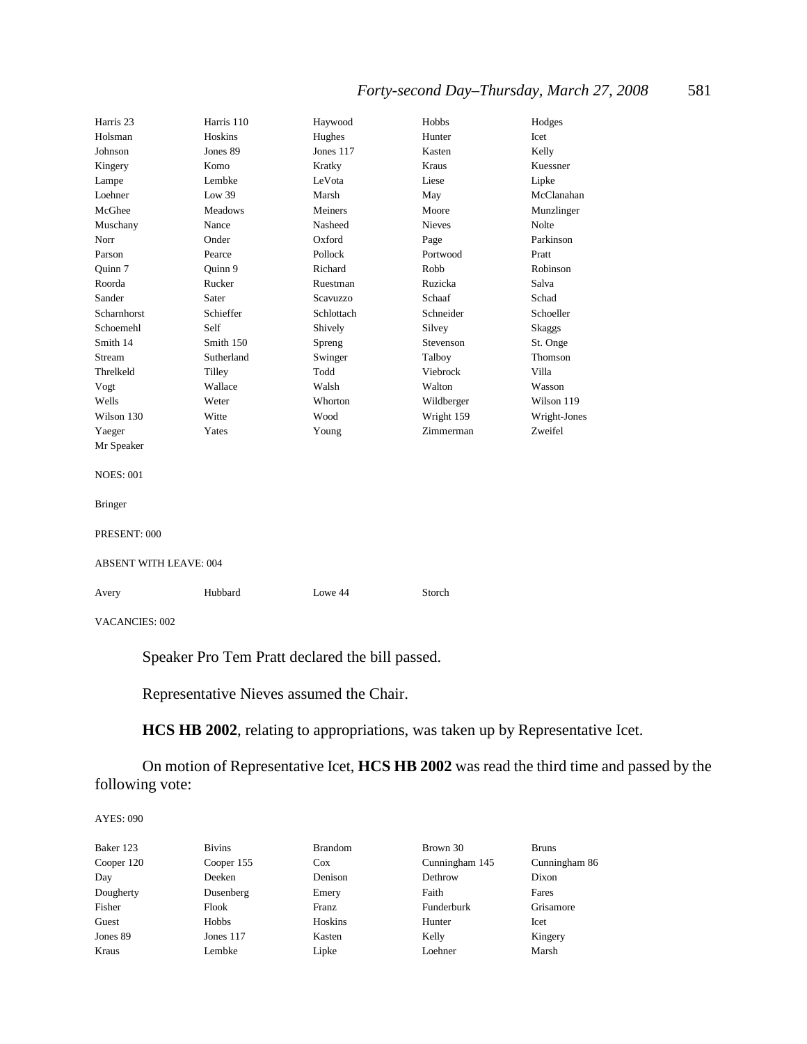| | | | | |
|---|---|---|---|---|
| Harris 23 | Harris 110 | Haywood | Hobbs | Hodges |
| Holsman | Hoskins | Hughes | Hunter | Icet |
| Johnson | Jones 89 | Jones 117 | Kasten | Kelly |
| Kingery | Komo | Kratky | Kraus | Kuessner |
| Lampe | Lembke | LeVota | Liese | Lipke |
| Loehner | Low 39 | Marsh | May | McClanahan |
| McGhee | Meadows | Meiners | Moore | Munzlinger |
| Muschany | Nance | Nasheed | Nieves | Nolte |
| Norr | Onder | Oxford | Page | Parkinson |
| Parson | Pearce | Pollock | Portwood | Pratt |
| Quinn 7 | Quinn 9 | Richard | Robb | Robinson |
| Roorda | Rucker | Ruestman | Ruzicka | Salva |
| Sander | Sater | Scavuzzo | Schaaf | Schad |
| Scharnhorst | Schieffer | Schlottach | Schneider | Schoeller |
| Schoemehl | Self | Shively | Silvey | Skaggs |
| Smith 14 | Smith 150 | Spreng | Stevenson | St. Onge |
| Stream | Sutherland | Swinger | Talboy | Thomson |
| Threlkeld | Tilley | Todd | Viebrock | Villa |
| Vogt | Wallace | Walsh | Walton | Wasson |
| Wells | Weter | Whorton | Wildberger | Wilson 119 |
| Wilson 130 | Witte | Wood | Wright 159 | Wright-Jones |
| Yaeger | Yates | Young | Zimmerman | Zweifel |
| Mr Speaker | | | | |

NOES: 001

Bringer

PRESENT: 000

ABSENT WITH LEAVE: 004

| | | | |
|---|---|---|---|
| Avery | Hubbard | Lowe 44 | Storch |

VACANCIES: 002

Speaker Pro Tem Pratt declared the bill passed.

Representative Nieves assumed the Chair.

**HCS HB 2002**, relating to appropriations, was taken up by Representative Icet.

On motion of Representative Icet, **HCS HB 2002** was read the third time and passed by the following vote:

AYES: 090

| | | | | |
|---|---|---|---|---|
| Baker 123 | Bivins | Brandom | Brown 30 | Bruns |
| Cooper 120 | Cooper 155 | Cox | Cunningham 145 | Cunningham 86 |
| Day | Deeken | Denison | Dethrow | Dixon |
| Dougherty | Dusenberg | Emery | Faith | Fares |
| Fisher | Flook | Franz | Funderburk | Grisamore |
| Guest | Hobbs | Hoskins | Hunter | Icet |
| Jones 89 | Jones 117 | Kasten | Kelly | Kingery |
| Kraus | Lembke | Lipke | Loehner | Marsh |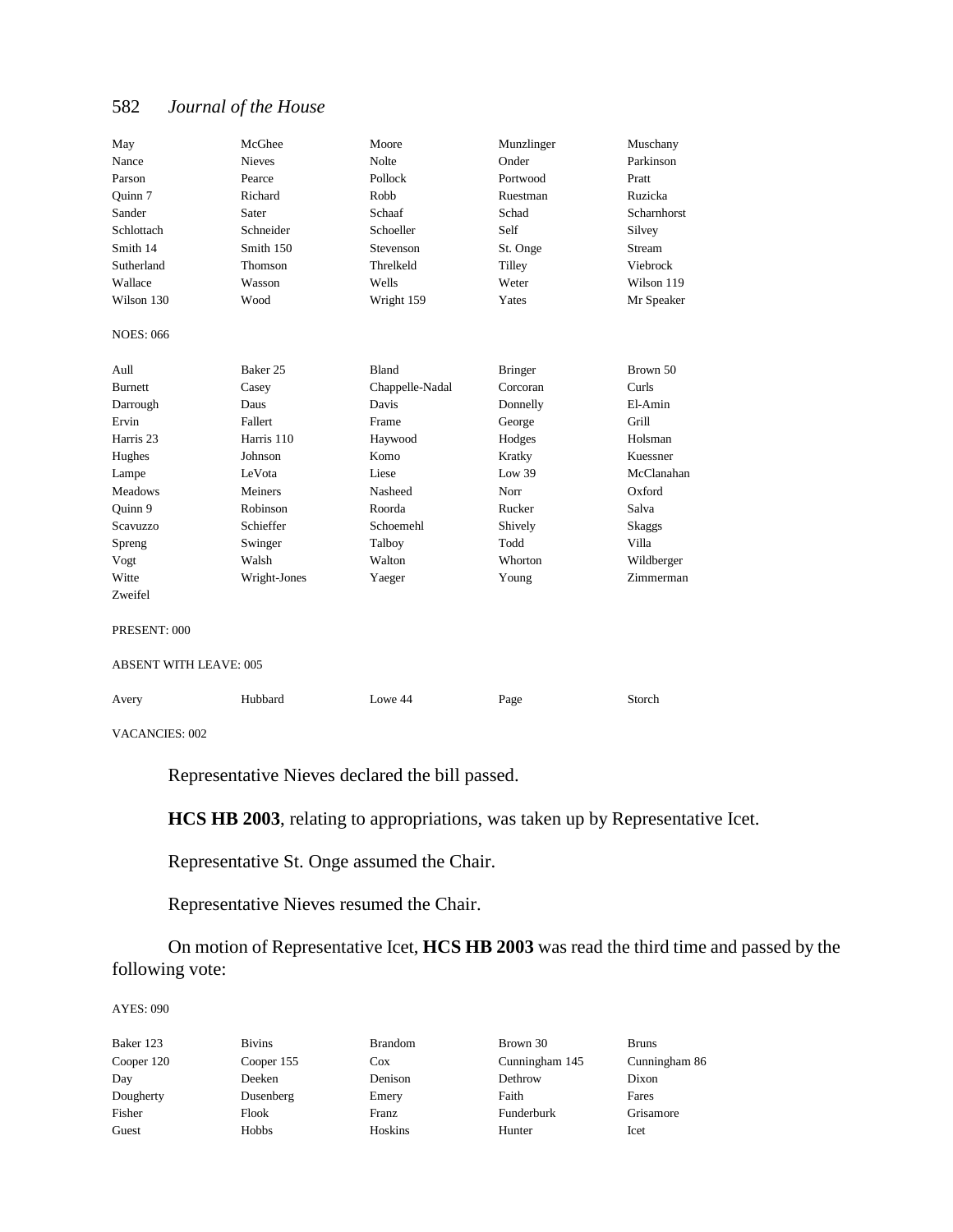| | | | | |
|---|---|---|---|---|
| May | McGhee | Moore | Munzlinger | Muschany |
| Nance | Nieves | Nolte | Onder | Parkinson |
| Parson | Pearce | Pollock | Portwood | Pratt |
| Quinn 7 | Richard | Robb | Ruestman | Ruzicka |
| Sander | Sater | Schaaf | Schad | Scharnhorst |
| Schlottach | Schneider | Schoeller | Self | Silvey |
| Smith 14 | Smith 150 | Stevenson | St. Onge | Stream |
| Sutherland | Thomson | Threlkeld | Tilley | Viebrock |
| Wallace | Wasson | Wells | Weter | Wilson 119 |
| Wilson 130 | Wood | Wright 159 | Yates | Mr Speaker |

NOES: 066

| | | | | |
|---|---|---|---|---|
| Aull | Baker 25 | Bland | Bringer | Brown 50 |
| Burnett | Casey | Chappelle-Nadal | Corcoran | Curls |
| Darrough | Daus | Davis | Donnelly | El-Amin |
| Ervin | Fallert | Frame | George | Grill |
| Harris 23 | Harris 110 | Haywood | Hodges | Holsman |
| Hughes | Johnson | Komo | Kratky | Kuessner |
| Lampe | LeVota | Liese | Low 39 | McClanahan |
| Meadows | Meiners | Nasheed | Norr | Oxford |
| Quinn 9 | Robinson | Roorda | Rucker | Salva |
| Scavuzzo | Schieffer | Schoemehl | Shively | Skaggs |
| Spreng | Swinger | Talboy | Todd | Villa |
| Vogt | Walsh | Walton | Whorton | Wildberger |
| Witte | Wright-Jones | Yaeger | Young | Zimmerman |
| Zweifel | | | | |

PRESENT: 000

ABSENT WITH LEAVE: 005

| | | | | |
|---|---|---|---|---|
| Avery | Hubbard | Lowe 44 | Page | Storch |

VACANCIES: 002

Representative Nieves declared the bill passed.

**HCS HB 2003**, relating to appropriations, was taken up by Representative Icet.

Representative St. Onge assumed the Chair.

Representative Nieves resumed the Chair.

On motion of Representative Icet, **HCS HB 2003** was read the third time and passed by the following vote:

AYES: 090

| | | | | |
|---|---|---|---|---|
| Baker 123 | Bivins | Brandom | Brown 30 | Bruns |
| Cooper 120 | Cooper 155 | Cox | Cunningham 145 | Cunningham 86 |
| Day | Deeken | Denison | Dethrow | Dixon |
| Dougherty | Dusenberg | Emery | Faith | Fares |
| Fisher | Flook | Franz | Funderburk | Grisamore |
| Guest | Hobbs | Hoskins | Hunter | Icet |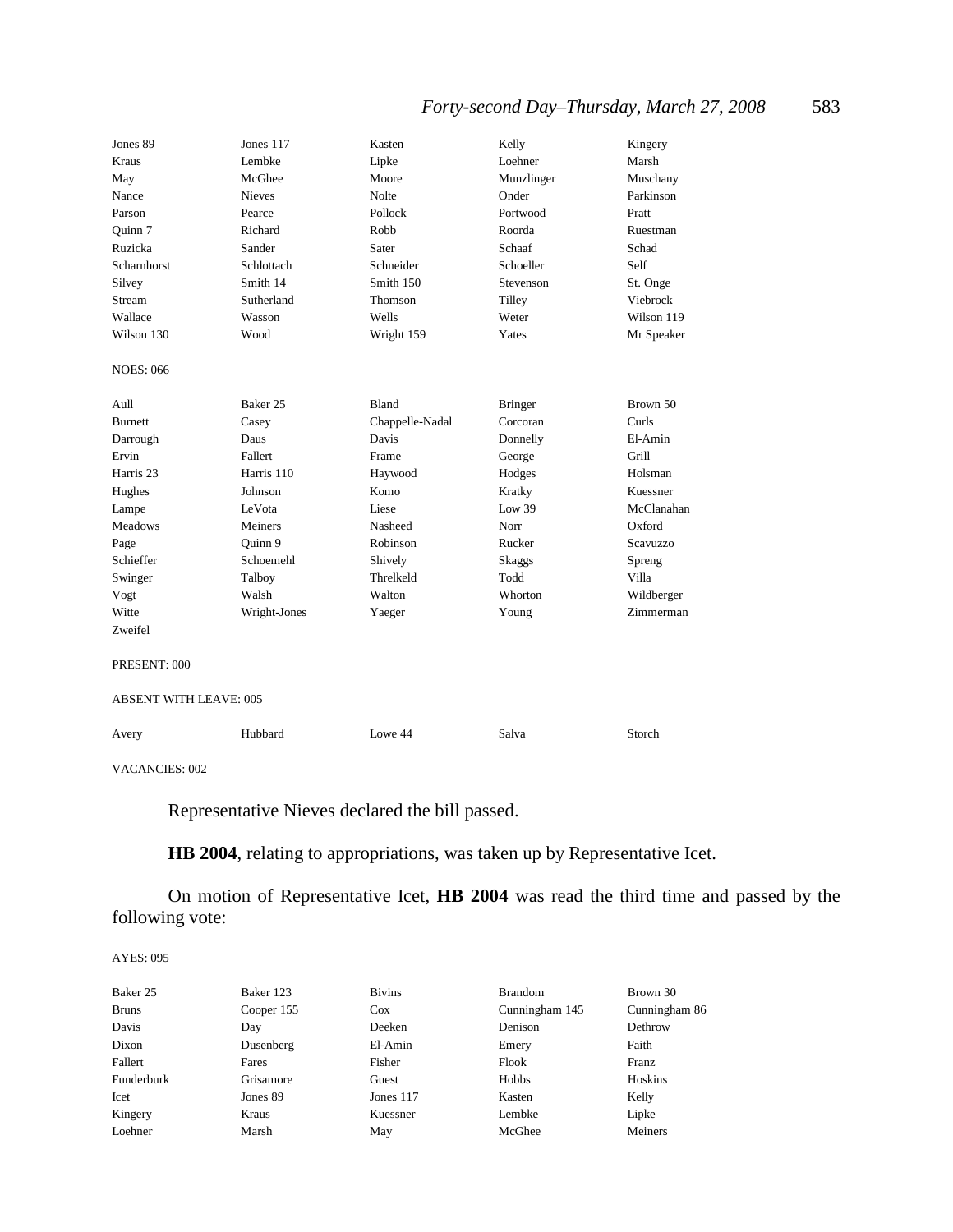| | | | | |
|---|---|---|---|---|
| Jones 89 | Jones 117 | Kasten | Kelly | Kingery |
| Kraus | Lembke | Lipke | Loehner | Marsh |
| May | McGhee | Moore | Munzlinger | Muschany |
| Nance | Nieves | Nolte | Onder | Parkinson |
| Parson | Pearce | Pollock | Portwood | Pratt |
| Quinn 7 | Richard | Robb | Roorda | Ruestman |
| Ruzicka | Sander | Sater | Schaaf | Schad |
| Scharnhorst | Schlottach | Schneider | Schoeller | Self |
| Silvey | Smith 14 | Smith 150 | Stevenson | St. Onge |
| Stream | Sutherland | Thomson | Tilley | Viebrock |
| Wallace | Wasson | Wells | Weter | Wilson 119 |
| Wilson 130 | Wood | Wright 159 | Yates | Mr Speaker |

NOES: 066

| | | | | |
|---|---|---|---|---|
| Aull | Baker 25 | Bland | Bringer | Brown 50 |
| Burnett | Casey | Chappelle-Nadal | Corcoran | Curls |
| Darrough | Daus | Davis | Donnelly | El-Amin |
| Ervin | Fallert | Frame | George | Grill |
| Harris 23 | Harris 110 | Haywood | Hodges | Holsman |
| Hughes | Johnson | Komo | Kratky | Kuessner |
| Lampe | LeVota | Liese | Low 39 | McClanahan |
| Meadows | Meiners | Nasheed | Norr | Oxford |
| Page | Quinn 9 | Robinson | Rucker | Scavuzzo |
| Schieffer | Schoemehl | Shively | Skaggs | Spreng |
| Swinger | Talboy | Threlkeld | Todd | Villa |
| Vogt | Walsh | Walton | Whorton | Wildberger |
| Witte | Wright-Jones | Yaeger | Young | Zimmerman |
| Zweifel | | | | |

PRESENT: 000

ABSENT WITH LEAVE: 005

| | | | | |
|---|---|---|---|---|
| Avery | Hubbard | Lowe 44 | Salva | Storch |

VACANCIES: 002

Representative Nieves declared the bill passed.

**HB 2004**, relating to appropriations, was taken up by Representative Icet.

On motion of Representative Icet, **HB 2004** was read the third time and passed by the following vote:

AYES: 095

| | | | | |
|---|---|---|---|---|
| Baker 25 | Baker 123 | Bivins | Brandom | Brown 30 |
| Bruns | Cooper 155 | Cox | Cunningham 145 | Cunningham 86 |
| Davis | Day | Deeken | Denison | Dethrow |
| Dixon | Dusenberg | El-Amin | Emery | Faith |
| Fallert | Fares | Fisher | Flook | Franz |
| Funderburk | Grisamore | Guest | Hobbs | Hoskins |
| Icet | Jones 89 | Jones 117 | Kasten | Kelly |
| Kingery | Kraus | Kuessner | Lembke | Lipke |
| Loehner | Marsh | May | McGhee | Meiners |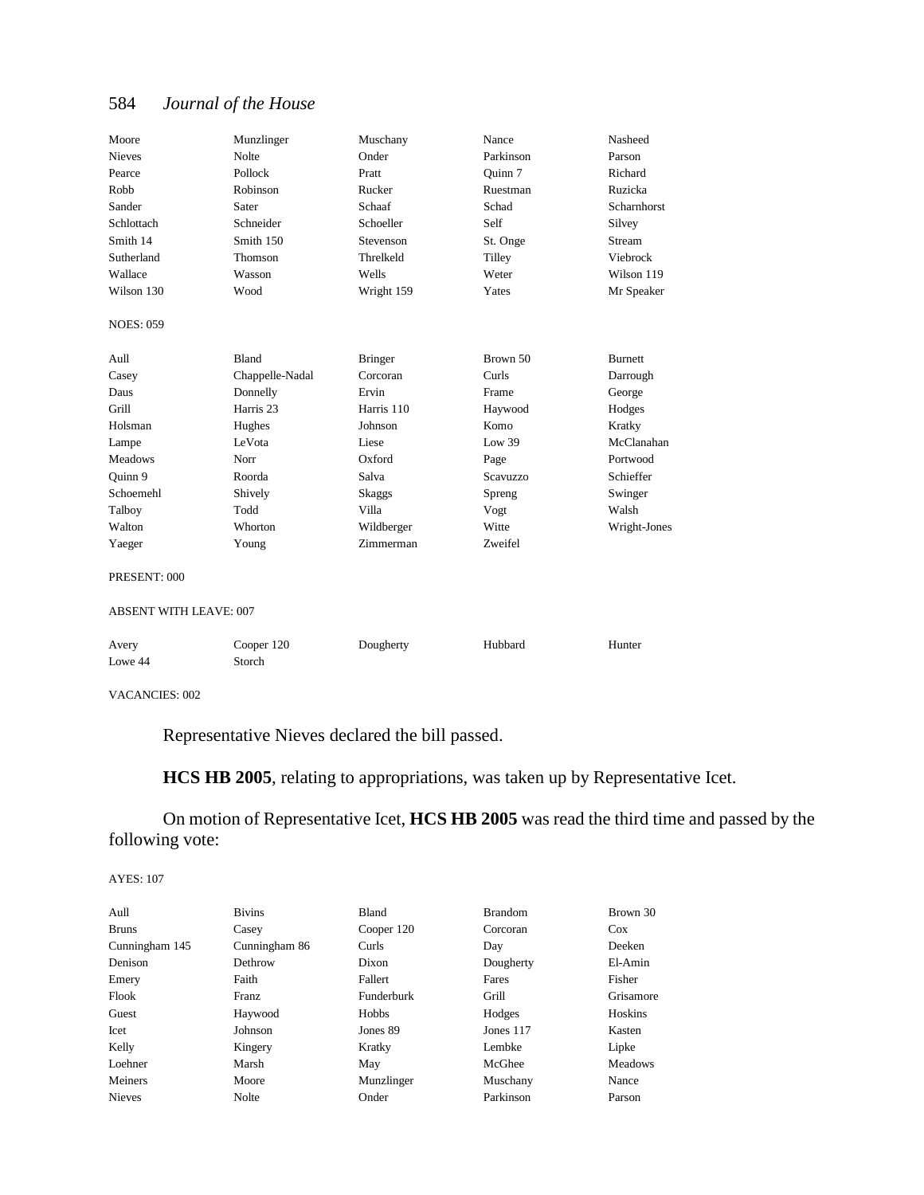| | | | | |
|---|---|---|---|---|
| Moore | Munzlinger | Muschany | Nance | Nasheed |
| Nieves | Nolte | Onder | Parkinson | Parson |
| Pearce | Pollock | Pratt | Quinn 7 | Richard |
| Robb | Robinson | Rucker | Ruestman | Ruzicka |
| Sander | Sater | Schaaf | Schad | Scharnhorst |
| Schlottach | Schneider | Schoeller | Self | Silvey |
| Smith 14 | Smith 150 | Stevenson | St. Onge | Stream |
| Sutherland | Thomson | Threlkeld | Tilley | Viebrock |
| Wallace | Wasson | Wells | Weter | Wilson 119 |
| Wilson 130 | Wood | Wright 159 | Yates | Mr Speaker |

NOES: 059

| | | | | |
|---|---|---|---|---|
| Aull | Bland | Bringer | Brown 50 | Burnett |
| Casey | Chappelle-Nadal | Corcoran | Curls | Darrough |
| Daus | Donnelly | Ervin | Frame | George |
| Grill | Harris 23 | Harris 110 | Haywood | Hodges |
| Holsman | Hughes | Johnson | Komo | Kratky |
| Lampe | LeVota | Liese | Low 39 | McClanahan |
| Meadows | Norr | Oxford | Page | Portwood |
| Quinn 9 | Roorda | Salva | Scavuzzo | Schieffer |
| Schoemehl | Shively | Skaggs | Spreng | Swinger |
| Talboy | Todd | Villa | Vogt | Walsh |
| Walton | Whorton | Wildberger | Witte | Wright-Jones |
| Yaeger | Young | Zimmerman | Zweifel | |

PRESENT: 000

ABSENT WITH LEAVE: 007

| | | | | |
|---|---|---|---|---|
| Avery | Cooper 120 | Dougherty | Hubbard | Hunter |
| Lowe 44 | Storch | | | |

VACANCIES: 002

Representative Nieves declared the bill passed.

**HCS HB 2005**, relating to appropriations, was taken up by Representative Icet.

On motion of Representative Icet, **HCS HB 2005** was read the third time and passed by the following vote:

AYES: 107

| | | | | |
|---|---|---|---|---|
| Aull | Bivins | Bland | Brandom | Brown 30 |
| Bruns | Casey | Cooper 120 | Corcoran | Cox |
| Cunningham 145 | Cunningham 86 | Curls | Day | Deeken |
| Denison | Dethrow | Dixon | Dougherty | El-Amin |
| Emery | Faith | Fallert | Fares | Fisher |
| Flook | Franz | Funderburk | Grill | Grisamore |
| Guest | Haywood | Hobbs | Hodges | Hoskins |
| Icet | Johnson | Jones 89 | Jones 117 | Kasten |
| Kelly | Kingery | Kratky | Lembke | Lipke |
| Loehner | Marsh | May | McGhee | Meadows |
| Meiners | Moore | Munzlinger | Muschany | Nance |
| Nieves | Nolte | Onder | Parkinson | Parson |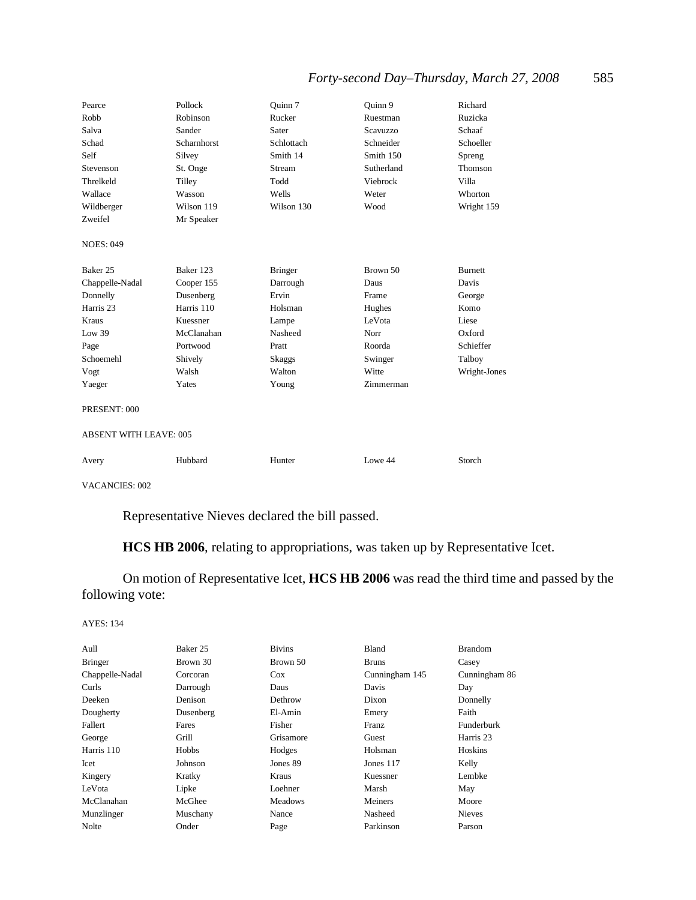| | | | | |
|---|---|---|---|---|
| Pearce | Pollock | Quinn 7 | Quinn 9 | Richard |
| Robb | Robinson | Rucker | Ruestman | Ruzicka |
| Salva | Sander | Sater | Scavuzzo | Schaaf |
| Schad | Scharnhorst | Schlottach | Schneider | Schoeller |
| Self | Silvey | Smith 14 | Smith 150 | Spreng |
| Stevenson | St. Onge | Stream | Sutherland | Thomson |
| Threlkeld | Tilley | Todd | Viebrock | Villa |
| Wallace | Wasson | Wells | Weter | Whorton |
| Wildberger | Wilson 119 | Wilson 130 | Wood | Wright 159 |
| Zweifel | Mr Speaker | | | |

NOES: 049

| | | | | |
|---|---|---|---|---|
| Baker 25 | Baker 123 | Bringer | Brown 50 | Burnett |
| Chappelle-Nadal | Cooper 155 | Darrough | Daus | Davis |
| Donnelly | Dusenberg | Ervin | Frame | George |
| Harris 23 | Harris 110 | Holsman | Hughes | Komo |
| Kraus | Kuessner | Lampe | LeVota | Liese |
| Low 39 | McClanahan | Nasheed | Norr | Oxford |
| Page | Portwood | Pratt | Roorda | Schieffer |
| Schoemehl | Shively | Skaggs | Swinger | Talboy |
| Vogt | Walsh | Walton | Witte | Wright-Jones |
| Yaeger | Yates | Young | Zimmerman | |

PRESENT: 000

ABSENT WITH LEAVE: 005

| | | | | |
|---|---|---|---|---|
| Avery | Hubbard | Hunter | Lowe 44 | Storch |

VACANCIES: 002

Representative Nieves declared the bill passed.

**HCS HB 2006**, relating to appropriations, was taken up by Representative Icet.

On motion of Representative Icet, **HCS HB 2006** was read the third time and passed by the following vote:

AYES: 134

| | | | | |
|---|---|---|---|---|
| Aull | Baker 25 | Bivins | Bland | Brandom |
| Bringer | Brown 30 | Brown 50 | Bruns | Casey |
| Chappelle-Nadal | Corcoran | Cox | Cunningham 145 | Cunningham 86 |
| Curls | Darrough | Daus | Davis | Day |
| Deeken | Denison | Dethrow | Dixon | Donnelly |
| Dougherty | Dusenberg | El-Amin | Emery | Faith |
| Fallert | Fares | Fisher | Franz | Funderburk |
| George | Grill | Grisamore | Guest | Harris 23 |
| Harris 110 | Hobbs | Hodges | Holsman | Hoskins |
| Icet | Johnson | Jones 89 | Jones 117 | Kelly |
| Kingery | Kratky | Kraus | Kuessner | Lembke |
| LeVota | Lipke | Loehner | Marsh | May |
| McClanahan | McGhee | Meadows | Meiners | Moore |
| Munzlinger | Muschany | Nance | Nasheed | Nieves |
| Nolte | Onder | Page | Parkinson | Parson |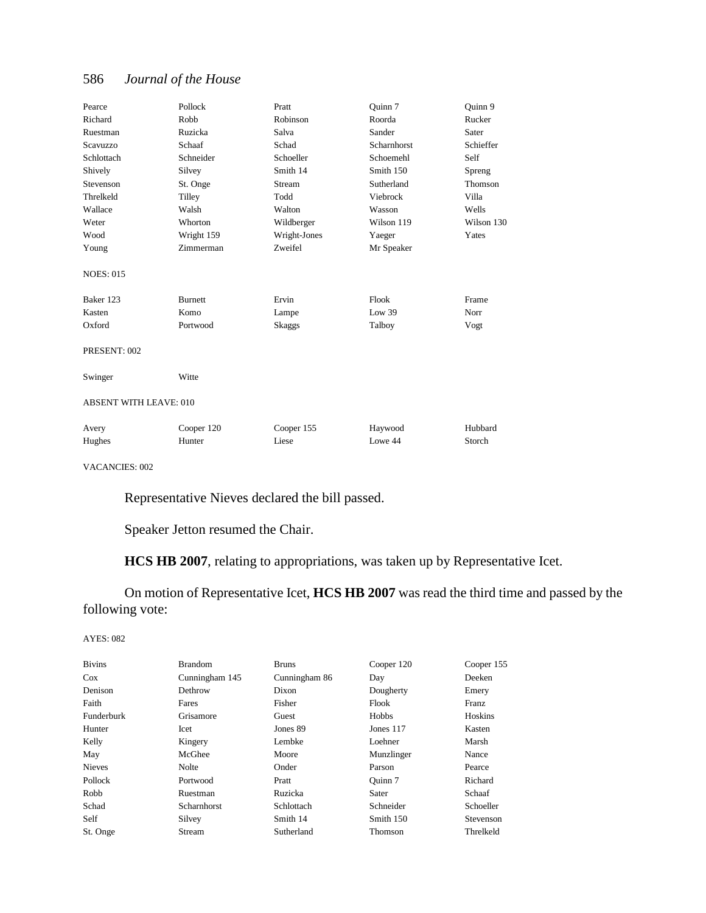| | | | | |
|---|---|---|---|---|
| Pearce | Pollock | Pratt | Quinn 7 | Quinn 9 |
| Richard | Robb | Robinson | Roorda | Rucker |
| Ruestman | Ruzicka | Salva | Sander | Sater |
| Scavuzzo | Schaaf | Schad | Scharnhorst | Schieffer |
| Schlottach | Schneider | Schoeller | Schoemehl | Self |
| Shively | Silvey | Smith 14 | Smith 150 | Spreng |
| Stevenson | St. Onge | Stream | Sutherland | Thomson |
| Threlkeld | Tilley | Todd | Viebrock | Villa |
| Wallace | Walsh | Walton | Wasson | Wells |
| Weter | Whorton | Wildberger | Wilson 119 | Wilson 130 |
| Wood | Wright 159 | Wright-Jones | Yaeger | Yates |
| Young | Zimmerman | Zweifel | Mr Speaker | |

NOES: 015

| | | | | |
|---|---|---|---|---|
| Baker 123 | Burnett | Ervin | Flook | Frame |
| Kasten | Komo | Lampe | Low 39 | Norr |
| Oxford | Portwood | Skaggs | Talboy | Vogt |

PRESENT: 002

| | |
|---|---|
| Swinger | Witte |

ABSENT WITH LEAVE: 010

| | | | | |
|---|---|---|---|---|
| Avery | Cooper 120 | Cooper 155 | Haywood | Hubbard |
| Hughes | Hunter | Liese | Lowe 44 | Storch |

VACANCIES: 002

Representative Nieves declared the bill passed.

Speaker Jetton resumed the Chair.

**HCS HB 2007**, relating to appropriations, was taken up by Representative Icet.

On motion of Representative Icet, **HCS HB 2007** was read the third time and passed by the following vote:

AYES: 082

| | | | | |
|---|---|---|---|---|
| Bivins | Brandom | Bruns | Cooper 120 | Cooper 155 |
| Cox | Cunningham 145 | Cunningham 86 | Day | Deeken |
| Denison | Dethrow | Dixon | Dougherty | Emery |
| Faith | Fares | Fisher | Flook | Franz |
| Funderburk | Grisamore | Guest | Hobbs | Hoskins |
| Hunter | Icet | Jones 89 | Jones 117 | Kasten |
| Kelly | Kingery | Lembke | Loehner | Marsh |
| May | McGhee | Moore | Munzlinger | Nance |
| Nieves | Nolte | Onder | Parson | Pearce |
| Pollock | Portwood | Pratt | Quinn 7 | Richard |
| Robb | Ruestman | Ruzicka | Sater | Schaaf |
| Schad | Scharnhorst | Schlottach | Schneider | Schoeller |
| Self | Silvey | Smith 14 | Smith 150 | Stevenson |
| St. Onge | Stream | Sutherland | Thomson | Threlkeld |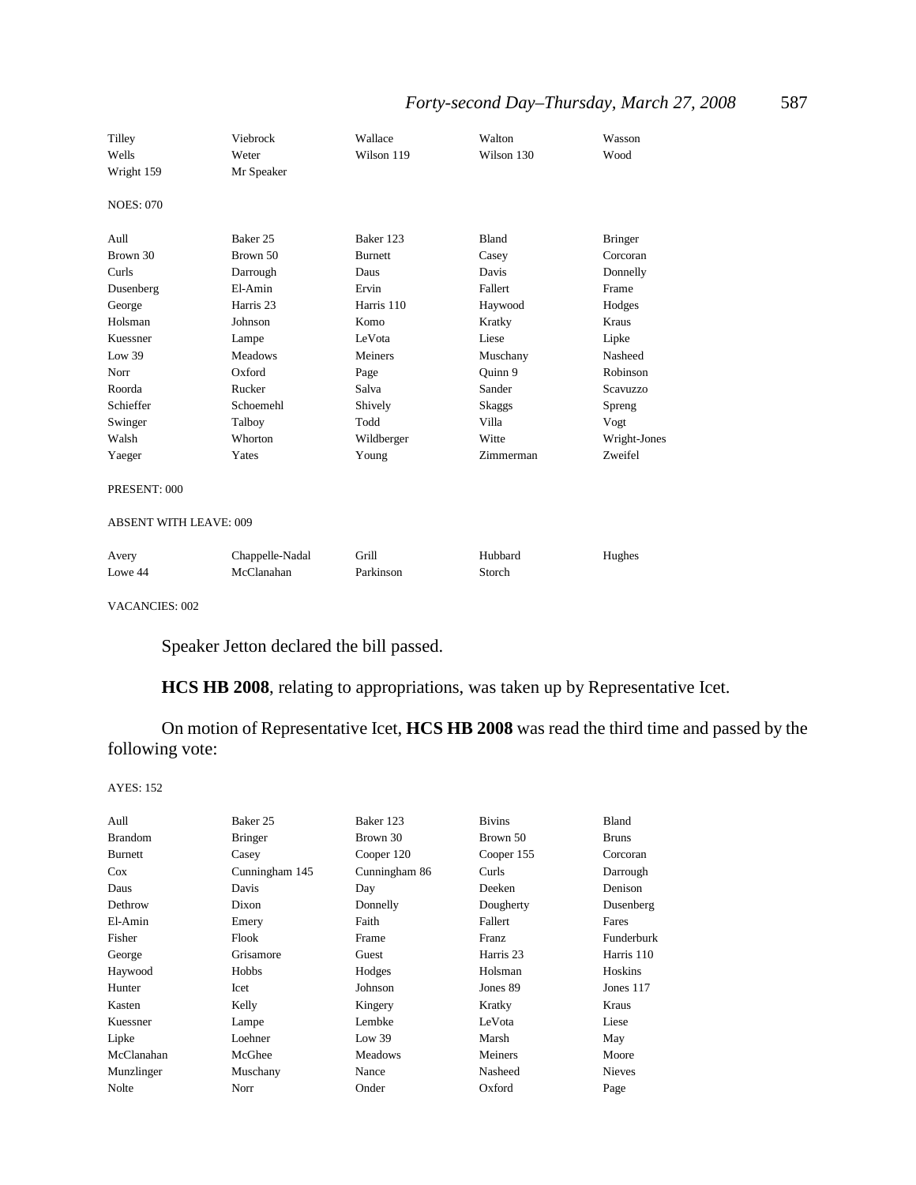| | | | | |
|---|---|---|---|---|
| Tilley | Viebrock | Wallace | Walton | Wasson |
| Wells | Weter | Wilson 119 | Wilson 130 | Wood |
| Wright 159 | Mr Speaker | | | |

NOES: 070

| | | | | |
|---|---|---|---|---|
| Aull | Baker 25 | Baker 123 | Bland | Bringer |
| Brown 30 | Brown 50 | Burnett | Casey | Corcoran |
| Curls | Darrough | Daus | Davis | Donnelly |
| Dusenberg | El-Amin | Ervin | Fallert | Frame |
| George | Harris 23 | Harris 110 | Haywood | Hodges |
| Holsman | Johnson | Komo | Kratky | Kraus |
| Kuessner | Lampe | LeVota | Liese | Lipke |
| Low 39 | Meadows | Meiners | Muschany | Nasheed |
| Norr | Oxford | Page | Quinn 9 | Robinson |
| Roorda | Rucker | Salva | Sander | Scavuzzo |
| Schieffer | Schoemehl | Shively | Skaggs | Spreng |
| Swinger | Talboy | Todd | Villa | Vogt |
| Walsh | Whorton | Wildberger | Witte | Wright-Jones |
| Yaeger | Yates | Young | Zimmerman | Zweifel |

PRESENT: 000

ABSENT WITH LEAVE: 009

| | | | | |
|---|---|---|---|---|
| Avery | Chappelle-Nadal | Grill | Hubbard | Hughes |
| Lowe 44 | McClanahan | Parkinson | Storch | |

VACANCIES: 002

Speaker Jetton declared the bill passed.

**HCS HB 2008**, relating to appropriations, was taken up by Representative Icet.

On motion of Representative Icet, **HCS HB 2008** was read the third time and passed by the following vote:

AYES: 152

| | | | | |
|---|---|---|---|---|
| Aull | Baker 25 | Baker 123 | Bivins | Bland |
| Brandom | Bringer | Brown 30 | Brown 50 | Bruns |
| Burnett | Casey | Cooper 120 | Cooper 155 | Corcoran |
| Cox | Cunningham 145 | Cunningham 86 | Curls | Darrough |
| Daus | Davis | Day | Deeken | Denison |
| Dethrow | Dixon | Donnelly | Dougherty | Dusenberg |
| El-Amin | Emery | Faith | Fallert | Fares |
| Fisher | Flook | Frame | Franz | Funderburk |
| George | Grisamore | Guest | Harris 23 | Harris 110 |
| Haywood | Hobbs | Hodges | Holsman | Hoskins |
| Hunter | Icet | Johnson | Jones 89 | Jones 117 |
| Kasten | Kelly | Kingery | Kratky | Kraus |
| Kuessner | Lampe | Lembke | LeVota | Liese |
| Lipke | Loehner | Low 39 | Marsh | May |
| McClanahan | McGhee | Meadows | Meiners | Moore |
| Munzlinger | Muschany | Nance | Nasheed | Nieves |
| Nolte | Norr | Onder | Oxford | Page |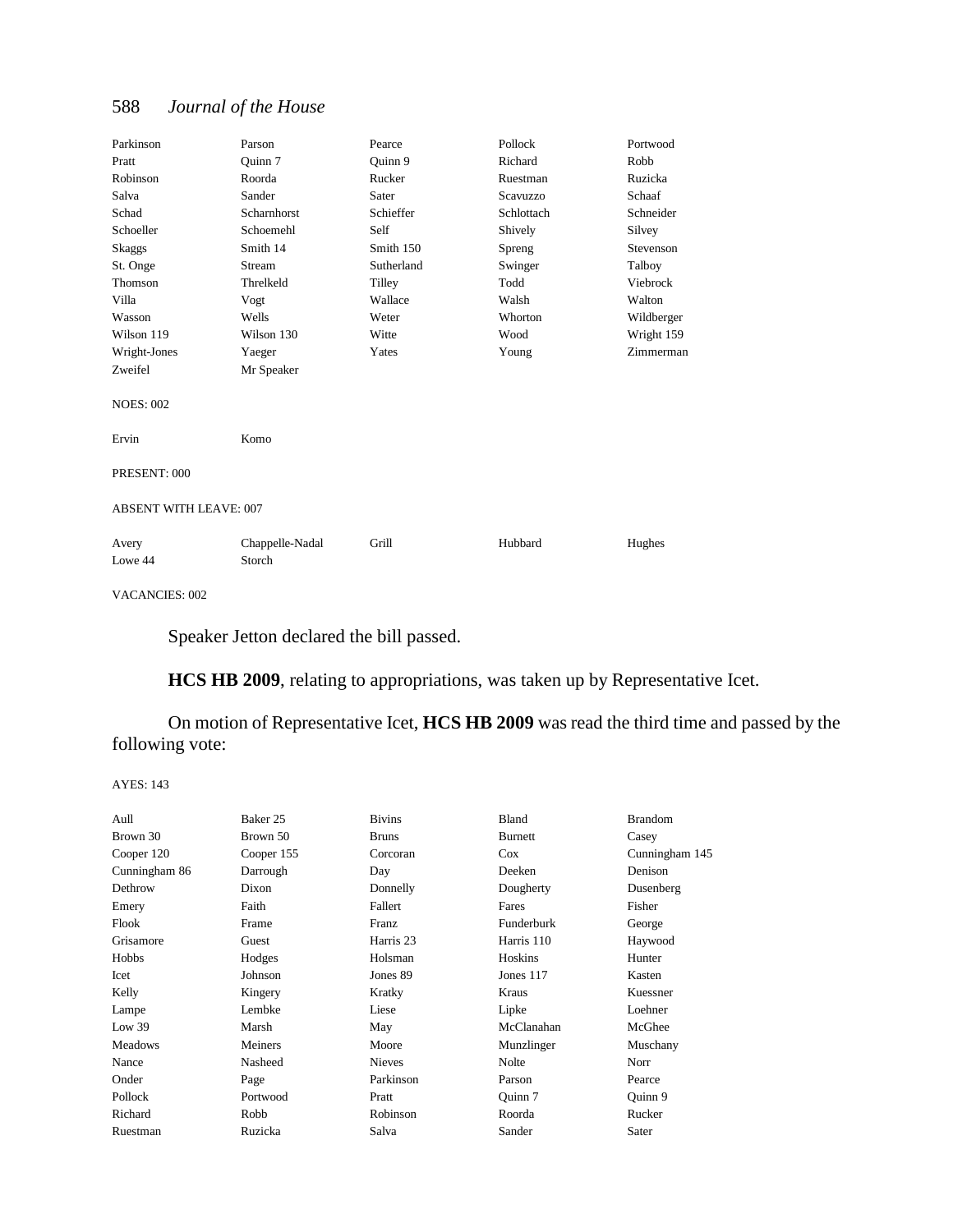| | | | | |
|---|---|---|---|---|
| Parkinson | Parson | Pearce | Pollock | Portwood |
| Pratt | Quinn 7 | Quinn 9 | Richard | Robb |
| Robinson | Roorda | Rucker | Ruestman | Ruzicka |
| Salva | Sander | Sater | Scavuzzo | Schaaf |
| Schad | Scharnhorst | Schieffer | Schlottach | Schneider |
| Schoeller | Schoemehl | Self | Shively | Silvey |
| Skaggs | Smith 14 | Smith 150 | Spreng | Stevenson |
| St. Onge | Stream | Sutherland | Swinger | Talboy |
| Thomson | Threlkeld | Tilley | Todd | Viebrock |
| Villa | Vogt | Wallace | Walsh | Walton |
| Wasson | Wells | Weter | Whorton | Wildberger |
| Wilson 119 | Wilson 130 | Witte | Wood | Wright 159 |
| Wright-Jones | Yaeger | Yates | Young | Zimmerman |
| Zweifel | Mr Speaker | | | |

NOES: 002

| | |
|---|---|
| Ervin | Komo |

PRESENT: 000

ABSENT WITH LEAVE: 007

| | | | | |
|---|---|---|---|---|
| Avery | Chappelle-Nadal | Grill | Hubbard | Hughes |
| Lowe 44 | Storch | | | |

VACANCIES: 002

Speaker Jetton declared the bill passed.

**HCS HB 2009**, relating to appropriations, was taken up by Representative Icet.

On motion of Representative Icet, **HCS HB 2009** was read the third time and passed by the following vote:

AYES: 143

| | | | | |
|---|---|---|---|---|
| Aull | Baker 25 | Bivins | Bland | Brandom |
| Brown 30 | Brown 50 | Bruns | Burnett | Casey |
| Cooper 120 | Cooper 155 | Corcoran | Cox | Cunningham 145 |
| Cunningham 86 | Darrough | Day | Deeken | Denison |
| Dethrow | Dixon | Donnelly | Dougherty | Dusenberg |
| Emery | Faith | Fallert | Fares | Fisher |
| Flook | Frame | Franz | Funderburk | George |
| Grisamore | Guest | Harris 23 | Harris 110 | Haywood |
| Hobbs | Hodges | Holsman | Hoskins | Hunter |
| Icet | Johnson | Jones 89 | Jones 117 | Kasten |
| Kelly | Kingery | Kratky | Kraus | Kuessner |
| Lampe | Lembke | Liese | Lipke | Loehner |
| Low 39 | Marsh | May | McClanahan | McGhee |
| Meadows | Meiners | Moore | Munzlinger | Muschany |
| Nance | Nasheed | Nieves | Nolte | Norr |
| Onder | Page | Parkinson | Parson | Pearce |
| Pollock | Portwood | Pratt | Quinn 7 | Quinn 9 |
| Richard | Robb | Robinson | Roorda | Rucker |
| Ruestman | Ruzicka | Salva | Sander | Sater |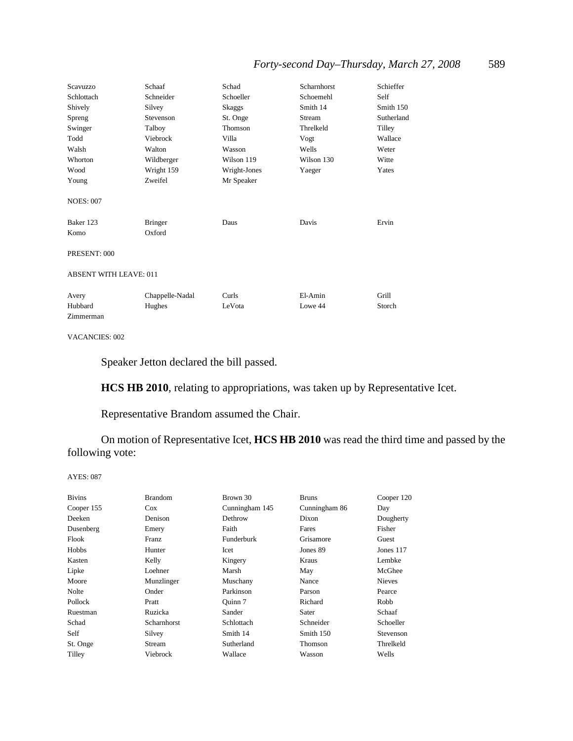| | | | | |
|---|---|---|---|---|
| Scavuzzo | Schaaf | Schad | Scharnhorst | Schieffer |
| Schlottach | Schneider | Schoeller | Schoemehl | Self |
| Shively | Silvey | Skaggs | Smith 14 | Smith 150 |
| Spreng | Stevenson | St. Onge | Stream | Sutherland |
| Swinger | Talboy | Thomson | Threlkeld | Tilley |
| Todd | Viebrock | Villa | Vogt | Wallace |
| Walsh | Walton | Wasson | Wells | Weter |
| Whorton | Wildberger | Wilson 119 | Wilson 130 | Witte |
| Wood | Wright 159 | Wright-Jones | Yaeger | Yates |
| Young | Zweifel | Mr Speaker | | |

NOES: 007

| | | | | |
|---|---|---|---|---|
| Baker 123 | Bringer | Daus | Davis | Ervin |
| Komo | Oxford | | | |

PRESENT: 000

ABSENT WITH LEAVE: 011

| | | | | |
|---|---|---|---|---|
| Avery | Chappelle-Nadal | Curls | El-Amin | Grill |
| Hubbard | Hughes | LeVota | Lowe 44 | Storch |
| Zimmerman | | | | |

VACANCIES: 002

Speaker Jetton declared the bill passed.

**HCS HB 2010**, relating to appropriations, was taken up by Representative Icet.

Representative Brandom assumed the Chair.

On motion of Representative Icet, **HCS HB 2010** was read the third time and passed by the following vote:

AYES: 087

| | | | | |
|---|---|---|---|---|
| Bivins | Brandom | Brown 30 | Bruns | Cooper 120 |
| Cooper 155 | Cox | Cunningham 145 | Cunningham 86 | Day |
| Deeken | Denison | Dethrow | Dixon | Dougherty |
| Dusenberg | Emery | Faith | Fares | Fisher |
| Flook | Franz | Funderburk | Grisamore | Guest |
| Hobbs | Hunter | Icet | Jones 89 | Jones 117 |
| Kasten | Kelly | Kingery | Kraus | Lembke |
| Lipke | Loehner | Marsh | May | McGhee |
| Moore | Munzlinger | Muschany | Nance | Nieves |
| Nolte | Onder | Parkinson | Parson | Pearce |
| Pollock | Pratt | Quinn 7 | Richard | Robb |
| Ruestman | Ruzicka | Sander | Sater | Schaaf |
| Schad | Scharnhorst | Schlottach | Schneider | Schoeller |
| Self | Silvey | Smith 14 | Smith 150 | Stevenson |
| St. Onge | Stream | Sutherland | Thomson | Threlkeld |
| Tilley | Viebrock | Wallace | Wasson | Wells |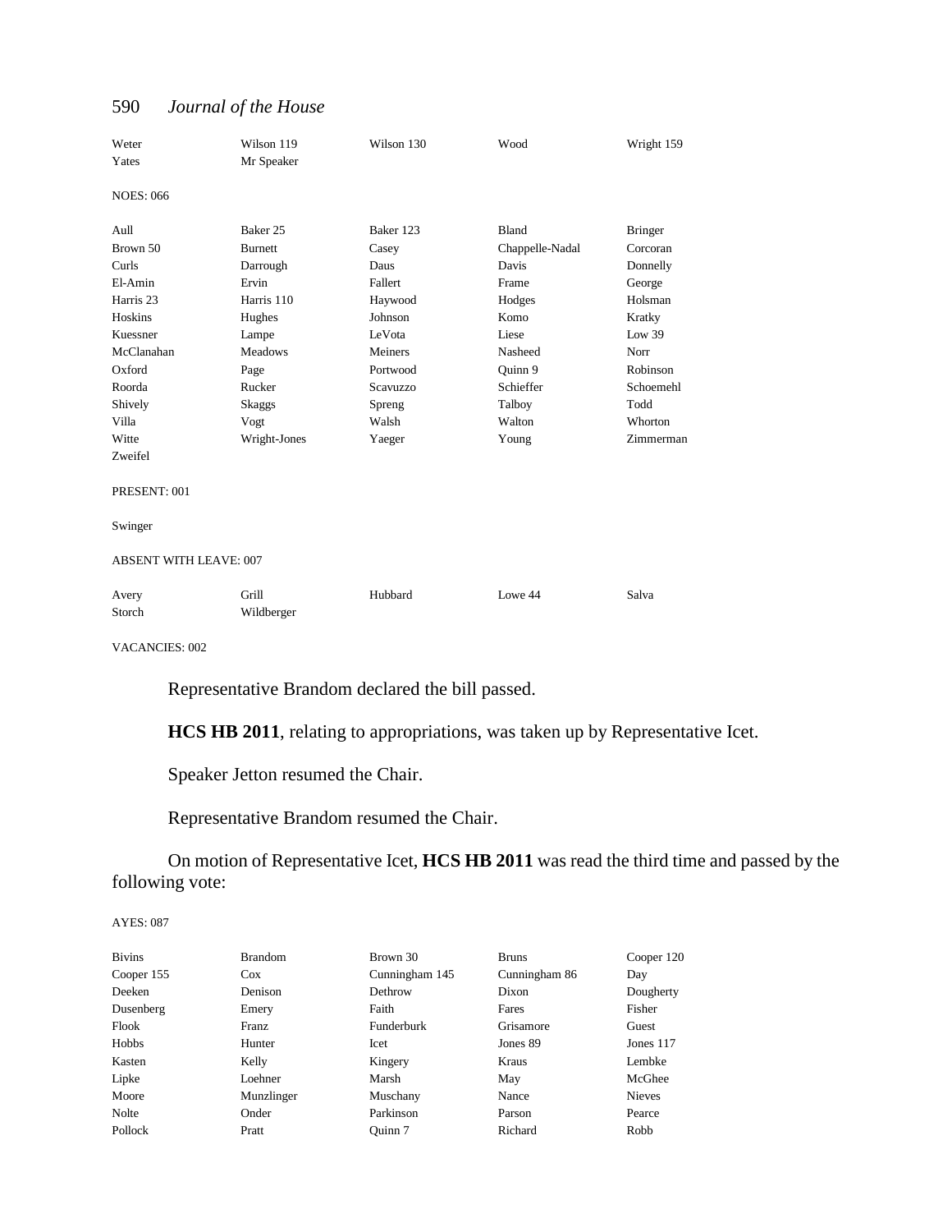| | | | | |
|---|---|---|---|---|
| Weter | Wilson 119 | Wilson 130 | Wood | Wright 159 |
| Yates | Mr Speaker | | | |

NOES: 066

| | | | | |
|---|---|---|---|---|
| Aull | Baker 25 | Baker 123 | Bland | Bringer |
| Brown 50 | Burnett | Casey | Chappelle-Nadal | Corcoran |
| Curls | Darrough | Daus | Davis | Donnelly |
| El-Amin | Ervin | Fallert | Frame | George |
| Harris 23 | Harris 110 | Haywood | Hodges | Holsman |
| Hoskins | Hughes | Johnson | Komo | Kratky |
| Kuessner | Lampe | LeVota | Liese | Low 39 |
| McClanahan | Meadows | Meiners | Nasheed | Norr |
| Oxford | Page | Portwood | Quinn 9 | Robinson |
| Roorda | Rucker | Scavuzzo | Schieffer | Schoemehl |
| Shively | Skaggs | Spreng | Talboy | Todd |
| Villa | Vogt | Walsh | Walton | Whorton |
| Witte | Wright-Jones | Yaeger | Young | Zimmerman |
| Zweifel | | | | |

PRESENT: 001

Swinger

ABSENT WITH LEAVE: 007

| | | | | |
|---|---|---|---|---|
| Avery | Grill | Hubbard | Lowe 44 | Salva |
| Storch | Wildberger | | | |

VACANCIES: 002

Representative Brandom declared the bill passed.

**HCS HB 2011**, relating to appropriations, was taken up by Representative Icet.

Speaker Jetton resumed the Chair.

Representative Brandom resumed the Chair.

On motion of Representative Icet, **HCS HB 2011** was read the third time and passed by the following vote:

AYES: 087

| | | | | |
|---|---|---|---|---|
| Bivins | Brandom | Brown 30 | Bruns | Cooper 120 |
| Cooper 155 | Cox | Cunningham 145 | Cunningham 86 | Day |
| Deeken | Denison | Dethrow | Dixon | Dougherty |
| Dusenberg | Emery | Faith | Fares | Fisher |
| Flook | Franz | Funderburk | Grisamore | Guest |
| Hobbs | Hunter | Icet | Jones 89 | Jones 117 |
| Kasten | Kelly | Kingery | Kraus | Lembke |
| Lipke | Loehner | Marsh | May | McGhee |
| Moore | Munzlinger | Muschany | Nance | Nieves |
| Nolte | Onder | Parkinson | Parson | Pearce |
| Pollock | Pratt | Quinn 7 | Richard | Robb |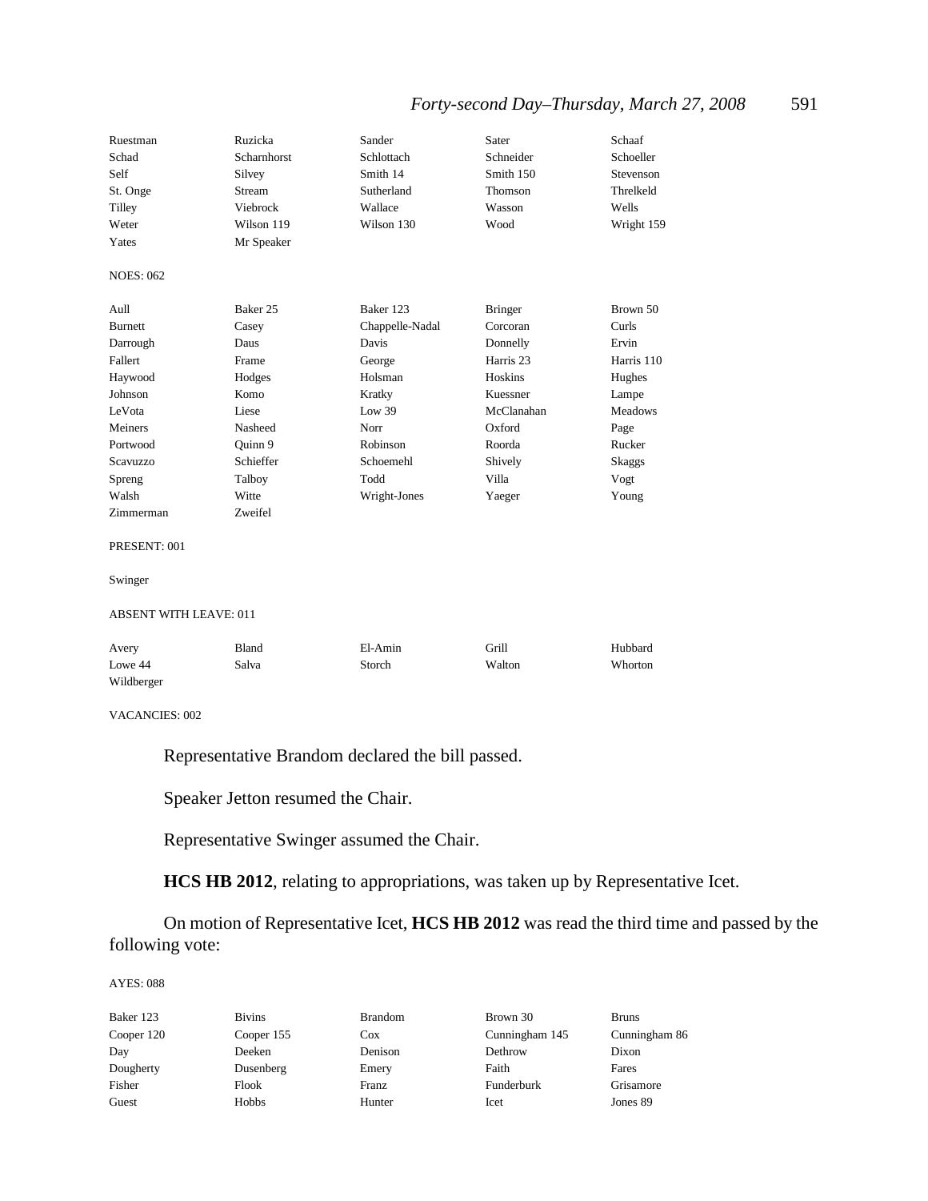| | | | | |
|---|---|---|---|---|
| Ruestman | Ruzicka | Sander | Sater | Schaaf |
| Schad | Scharnhorst | Schlottach | Schneider | Schoeller |
| Self | Silvey | Smith 14 | Smith 150 | Stevenson |
| St. Onge | Stream | Sutherland | Thomson | Threlkeld |
| Tilley | Viebrock | Wallace | Wasson | Wells |
| Weter | Wilson 119 | Wilson 130 | Wood | Wright 159 |
| Yates | Mr Speaker | | | |

NOES: 062

| | | | | |
|---|---|---|---|---|
| Aull | Baker 25 | Baker 123 | Bringer | Brown 50 |
| Burnett | Casey | Chappelle-Nadal | Corcoran | Curls |
| Darrough | Daus | Davis | Donnelly | Ervin |
| Fallert | Frame | George | Harris 23 | Harris 110 |
| Haywood | Hodges | Holsman | Hoskins | Hughes |
| Johnson | Komo | Kratky | Kuessner | Lampe |
| LeVota | Liese | Low 39 | McClanahan | Meadows |
| Meiners | Nasheed | Norr | Oxford | Page |
| Portwood | Quinn 9 | Robinson | Roorda | Rucker |
| Scavuzzo | Schieffer | Schoemehl | Shively | Skaggs |
| Spreng | Talboy | Todd | Villa | Vogt |
| Walsh | Witte | Wright-Jones | Yaeger | Young |
| Zimmerman | Zweifel | | | |

PRESENT: 001

Swinger

ABSENT WITH LEAVE: 011

| | | | | |
|---|---|---|---|---|
| Avery | Bland | El-Amin | Grill | Hubbard |
| Lowe 44 | Salva | Storch | Walton | Whorton |
| Wildberger | | | | |

VACANCIES: 002

Representative Brandom declared the bill passed.

Speaker Jetton resumed the Chair.

Representative Swinger assumed the Chair.

**HCS HB 2012**, relating to appropriations, was taken up by Representative Icet.

On motion of Representative Icet, **HCS HB 2012** was read the third time and passed by the following vote:

AYES: 088

| | | | | |
|---|---|---|---|---|
| Baker 123 | Bivins | Brandom | Brown 30 | Bruns |
| Cooper 120 | Cooper 155 | Cox | Cunningham 145 | Cunningham 86 |
| Day | Deeken | Denison | Dethrow | Dixon |
| Dougherty | Dusenberg | Emery | Faith | Fares |
| Fisher | Flook | Franz | Funderburk | Grisamore |
| Guest | Hobbs | Hunter | Icet | Jones 89 |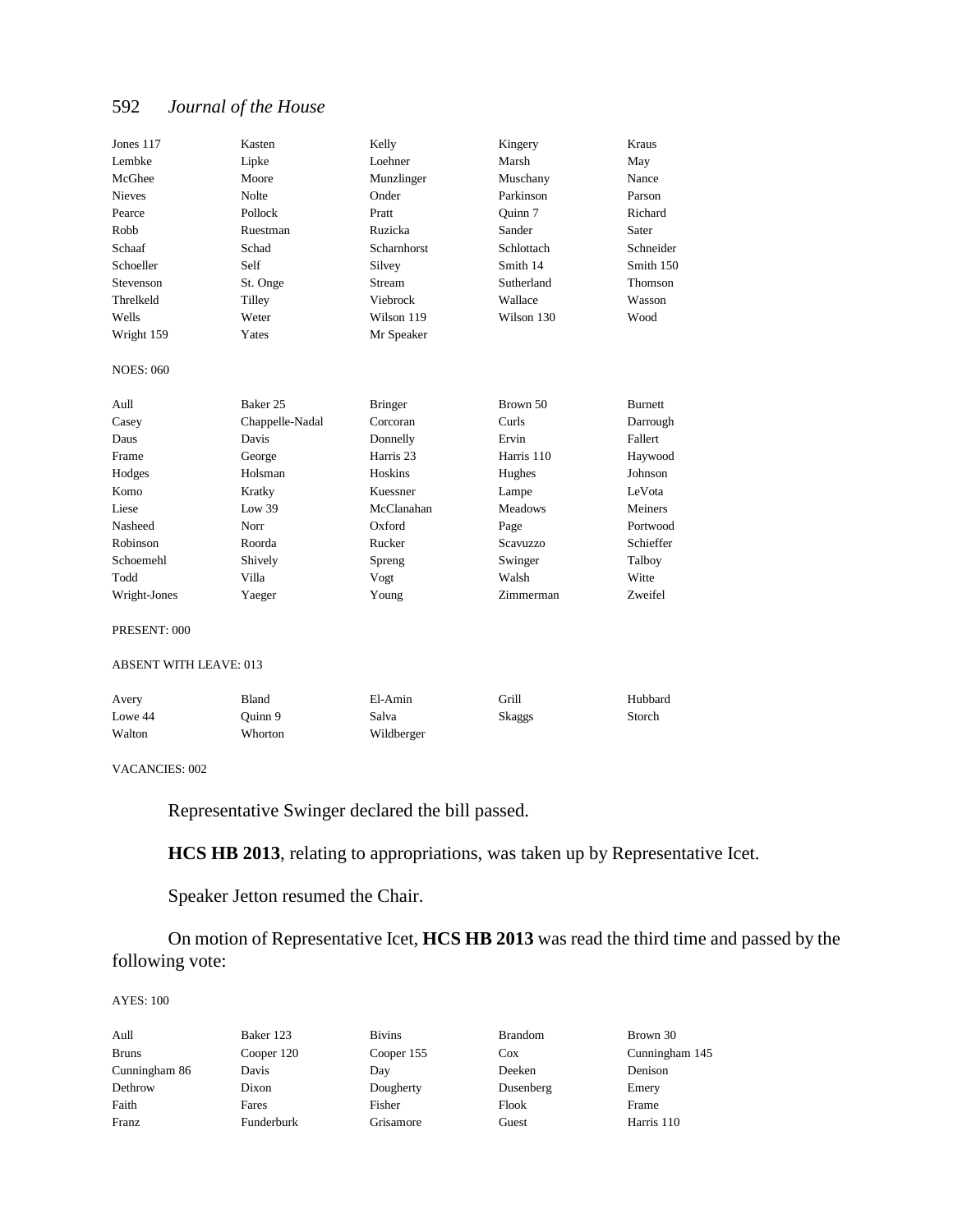| | | | | |
|---|---|---|---|---|
| Jones 117 | Kasten | Kelly | Kingery | Kraus |
| Lembke | Lipke | Loehner | Marsh | May |
| McGhee | Moore | Munzlinger | Muschany | Nance |
| Nieves | Nolte | Onder | Parkinson | Parson |
| Pearce | Pollock | Pratt | Quinn 7 | Richard |
| Robb | Ruestman | Ruzicka | Sander | Sater |
| Schaaf | Schad | Scharnhorst | Schlottach | Schneider |
| Schoeller | Self | Silvey | Smith 14 | Smith 150 |
| Stevenson | St. Onge | Stream | Sutherland | Thomson |
| Threlkeld | Tilley | Viebrock | Wallace | Wasson |
| Wells | Weter | Wilson 119 | Wilson 130 | Wood |
| Wright 159 | Yates | Mr Speaker | | |

NOES: 060

| | | | | |
|---|---|---|---|---|
| Aull | Baker 25 | Bringer | Brown 50 | Burnett |
| Casey | Chappelle-Nadal | Corcoran | Curls | Darrough |
| Daus | Davis | Donnelly | Ervin | Fallert |
| Frame | George | Harris 23 | Harris 110 | Haywood |
| Hodges | Holsman | Hoskins | Hughes | Johnson |
| Komo | Kratky | Kuessner | Lampe | LeVota |
| Liese | Low 39 | McClanahan | Meadows | Meiners |
| Nasheed | Norr | Oxford | Page | Portwood |
| Robinson | Roorda | Rucker | Scavuzzo | Schieffer |
| Schoemehl | Shively | Spreng | Swinger | Talboy |
| Todd | Villa | Vogt | Walsh | Witte |
| Wright-Jones | Yaeger | Young | Zimmerman | Zweifel |

PRESENT: 000

ABSENT WITH LEAVE: 013

| | | | | |
|---|---|---|---|---|
| Avery | Bland | El-Amin | Grill | Hubbard |
| Lowe 44 | Quinn 9 | Salva | Skaggs | Storch |
| Walton | Whorton | Wildberger | | |

VACANCIES: 002

Representative Swinger declared the bill passed.

**HCS HB 2013**, relating to appropriations, was taken up by Representative Icet.

Speaker Jetton resumed the Chair.

On motion of Representative Icet, **HCS HB 2013** was read the third time and passed by the following vote:

AYES: 100

| | | | | |
|---|---|---|---|---|
| Aull | Baker 123 | Bivins | Brandom | Brown 30 |
| Bruns | Cooper 120 | Cooper 155 | Cox | Cunningham 145 |
| Cunningham 86 | Davis | Day | Deeken | Denison |
| Dethrow | Dixon | Dougherty | Dusenberg | Emery |
| Faith | Fares | Fisher | Flook | Frame |
| Franz | Funderburk | Grisamore | Guest | Harris 110 |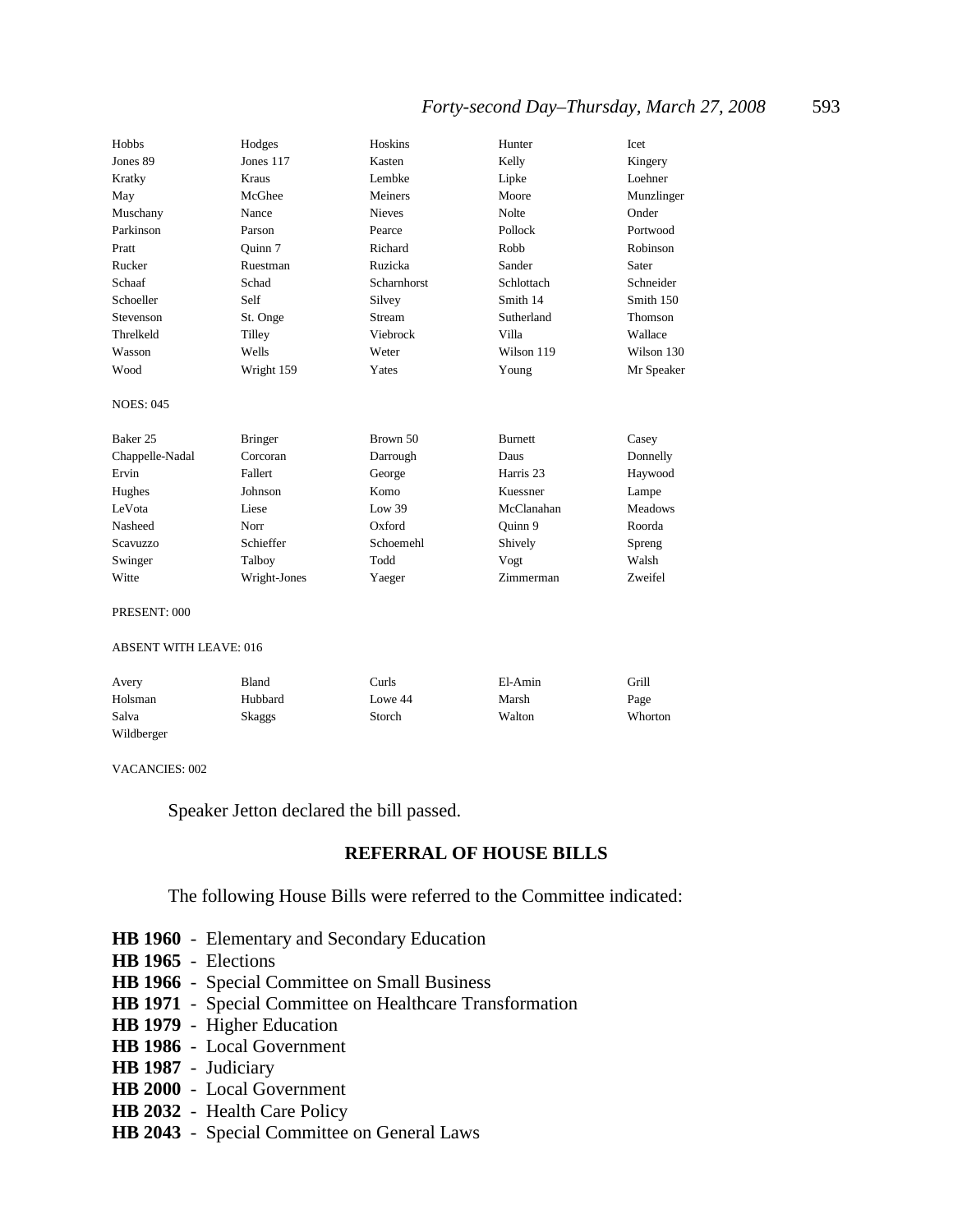| | | | | |
|---|---|---|---|---|
| Hobbs | Hodges | Hoskins | Hunter | Icet |
| Jones 89 | Jones 117 | Kasten | Kelly | Kingery |
| Kratky | Kraus | Lembke | Lipke | Loehner |
| May | McGhee | Meiners | Moore | Munzlinger |
| Muschany | Nance | Nieves | Nolte | Onder |
| Parkinson | Parson | Pearce | Pollock | Portwood |
| Pratt | Quinn 7 | Richard | Robb | Robinson |
| Rucker | Ruestman | Ruzicka | Sander | Sater |
| Schaaf | Schad | Scharnhorst | Schlottach | Schneider |
| Schoeller | Self | Silvey | Smith 14 | Smith 150 |
| Stevenson | St. Onge | Stream | Sutherland | Thomson |
| Threlkeld | Tilley | Viebrock | Villa | Wallace |
| Wasson | Wells | Weter | Wilson 119 | Wilson 130 |
| Wood | Wright 159 | Yates | Young | Mr Speaker |

NOES: 045

| | | | | |
|---|---|---|---|---|
| Baker 25 | Bringer | Brown 50 | Burnett | Casey |
| Chappelle-Nadal | Corcoran | Darrough | Daus | Donnelly |
| Ervin | Fallert | George | Harris 23 | Haywood |
| Hughes | Johnson | Komo | Kuessner | Lampe |
| LeVota | Liese | Low 39 | McClanahan | Meadows |
| Nasheed | Norr | Oxford | Quinn 9 | Roorda |
| Scavuzzo | Schieffer | Schoemehl | Shively | Spreng |
| Swinger | Talboy | Todd | Vogt | Walsh |
| Witte | Wright-Jones | Yaeger | Zimmerman | Zweifel |

PRESENT: 000

ABSENT WITH LEAVE: 016

| | | | | |
|---|---|---|---|---|
| Avery | Bland | Curls | El-Amin | Grill |
| Holsman | Hubbard | Lowe 44 | Marsh | Page |
| Salva | Skaggs | Storch | Walton | Whorton |
| Wildberger | | | | |

VACANCIES: 002

Speaker Jetton declared the bill passed.

## REFERRAL OF HOUSE BILLS

The following House Bills were referred to the Committee indicated:

**HB 1960** - Elementary and Secondary Education
**HB 1965** - Elections
**HB 1966** - Special Committee on Small Business
**HB 1971** - Special Committee on Healthcare Transformation
**HB 1979** - Higher Education
**HB 1986** - Local Government
**HB 1987** - Judiciary
**HB 2000** - Local Government
**HB 2032** - Health Care Policy
**HB 2043** - Special Committee on General Laws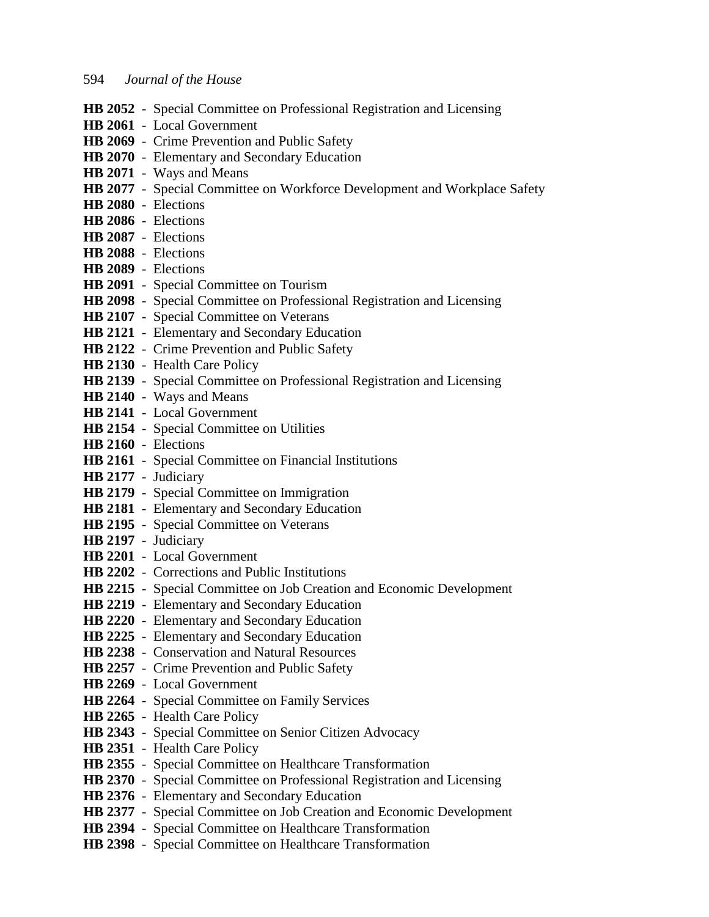**HB 2052** - Special Committee on Professional Registration and Licensing
**HB 2061** - Local Government
**HB 2069** - Crime Prevention and Public Safety
**HB 2070** - Elementary and Secondary Education
**HB 2071** - Ways and Means
**HB 2077** - Special Committee on Workforce Development and Workplace Safety
**HB 2080** - Elections
**HB 2086** - Elections
**HB 2087** - Elections
**HB 2088** - Elections
**HB 2089** - Elections
**HB 2091** - Special Committee on Tourism
**HB 2098** - Special Committee on Professional Registration and Licensing
**HB 2107** - Special Committee on Veterans
**HB 2121** - Elementary and Secondary Education
**HB 2122** - Crime Prevention and Public Safety
**HB 2130** - Health Care Policy
**HB 2139** - Special Committee on Professional Registration and Licensing
**HB 2140** - Ways and Means
**HB 2141** - Local Government
**HB 2154** - Special Committee on Utilities
**HB 2160** - Elections
**HB 2161** - Special Committee on Financial Institutions
**HB 2177** - Judiciary
**HB 2179** - Special Committee on Immigration
**HB 2181** - Elementary and Secondary Education
**HB 2195** - Special Committee on Veterans
**HB 2197** - Judiciary
**HB 2201** - Local Government
**HB 2202** - Corrections and Public Institutions
**HB 2215** - Special Committee on Job Creation and Economic Development
**HB 2219** - Elementary and Secondary Education
**HB 2220** - Elementary and Secondary Education
**HB 2225** - Elementary and Secondary Education
**HB 2238** - Conservation and Natural Resources
**HB 2257** - Crime Prevention and Public Safety
**HB 2269** - Local Government
**HB 2264** - Special Committee on Family Services
**HB 2265** - Health Care Policy
**HB 2343** - Special Committee on Senior Citizen Advocacy
**HB 2351** - Health Care Policy
**HB 2355** - Special Committee on Healthcare Transformation
**HB 2370** - Special Committee on Professional Registration and Licensing
**HB 2376** - Elementary and Secondary Education
**HB 2377** - Special Committee on Job Creation and Economic Development
**HB 2394** - Special Committee on Healthcare Transformation
**HB 2398** - Special Committee on Healthcare Transformation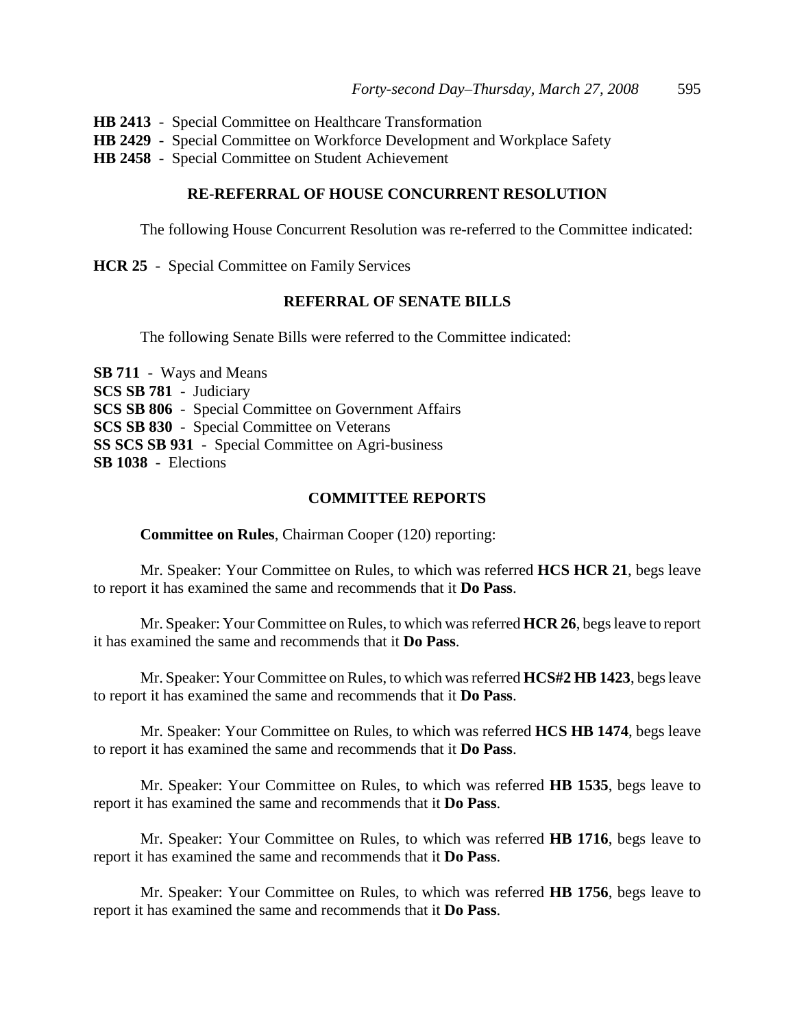**HB 2413** - Special Committee on Healthcare Transformation
**HB 2429** - Special Committee on Workforce Development and Workplace Safety
**HB 2458** - Special Committee on Student Achievement

## RE-REFERRAL OF HOUSE CONCURRENT RESOLUTION

The following House Concurrent Resolution was re-referred to the Committee indicated:

**HCR 25** - Special Committee on Family Services

## REFERRAL OF SENATE BILLS

The following Senate Bills were referred to the Committee indicated:

**SB 711** - Ways and Means
**SCS SB 781** - Judiciary
**SCS SB 806** - Special Committee on Government Affairs
**SCS SB 830** - Special Committee on Veterans
**SS SCS SB 931** - Special Committee on Agri-business
**SB 1038** - Elections

## COMMITTEE REPORTS

**Committee on Rules**, Chairman Cooper (120) reporting:

Mr. Speaker: Your Committee on Rules, to which was referred **HCS HCR 21**, begs leave to report it has examined the same and recommends that it **Do Pass**.

Mr. Speaker: Your Committee on Rules, to which was referred **HCR 26**, begs leave to report it has examined the same and recommends that it **Do Pass**.

Mr. Speaker: Your Committee on Rules, to which was referred **HCS#2 HB 1423**, begs leave to report it has examined the same and recommends that it **Do Pass**.

Mr. Speaker: Your Committee on Rules, to which was referred **HCS HB 1474**, begs leave to report it has examined the same and recommends that it **Do Pass**.

Mr. Speaker: Your Committee on Rules, to which was referred **HB 1535**, begs leave to report it has examined the same and recommends that it **Do Pass**.

Mr. Speaker: Your Committee on Rules, to which was referred **HB 1716**, begs leave to report it has examined the same and recommends that it **Do Pass**.

Mr. Speaker: Your Committee on Rules, to which was referred **HB 1756**, begs leave to report it has examined the same and recommends that it **Do Pass**.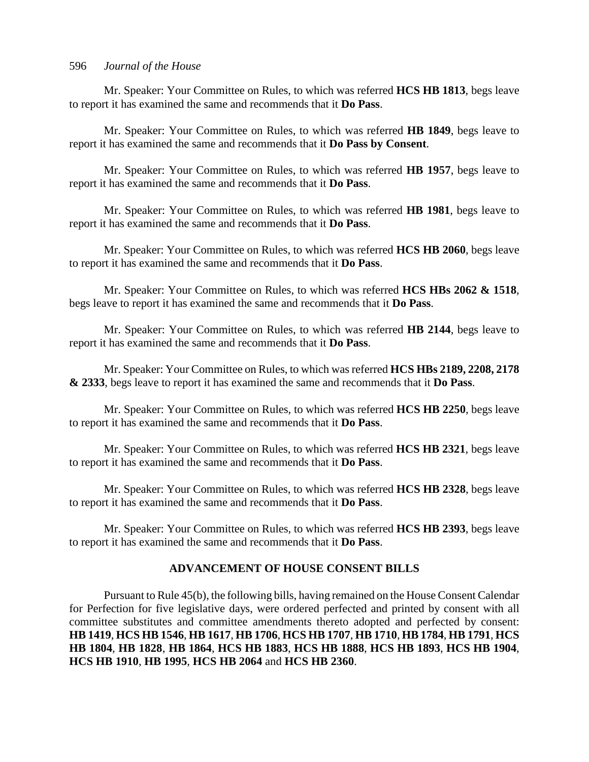Mr. Speaker: Your Committee on Rules, to which was referred **HCS HB 1813**, begs leave to report it has examined the same and recommends that it **Do Pass**.

Mr. Speaker: Your Committee on Rules, to which was referred **HB 1849**, begs leave to report it has examined the same and recommends that it **Do Pass by Consent**.

Mr. Speaker: Your Committee on Rules, to which was referred **HB 1957**, begs leave to report it has examined the same and recommends that it **Do Pass**.

Mr. Speaker: Your Committee on Rules, to which was referred **HB 1981**, begs leave to report it has examined the same and recommends that it **Do Pass**.

Mr. Speaker: Your Committee on Rules, to which was referred **HCS HB 2060**, begs leave to report it has examined the same and recommends that it **Do Pass**.

Mr. Speaker: Your Committee on Rules, to which was referred **HCS HBs 2062 & 1518**, begs leave to report it has examined the same and recommends that it **Do Pass**.

Mr. Speaker: Your Committee on Rules, to which was referred **HB 2144**, begs leave to report it has examined the same and recommends that it **Do Pass**.

Mr. Speaker: Your Committee on Rules, to which was referred **HCS HBs 2189, 2208, 2178 & 2333**, begs leave to report it has examined the same and recommends that it **Do Pass**.

Mr. Speaker: Your Committee on Rules, to which was referred **HCS HB 2250**, begs leave to report it has examined the same and recommends that it **Do Pass**.

Mr. Speaker: Your Committee on Rules, to which was referred **HCS HB 2321**, begs leave to report it has examined the same and recommends that it **Do Pass**.

Mr. Speaker: Your Committee on Rules, to which was referred **HCS HB 2328**, begs leave to report it has examined the same and recommends that it **Do Pass**.

Mr. Speaker: Your Committee on Rules, to which was referred **HCS HB 2393**, begs leave to report it has examined the same and recommends that it **Do Pass**.

## ADVANCEMENT OF HOUSE CONSENT BILLS

Pursuant to Rule 45(b), the following bills, having remained on the House Consent Calendar for Perfection for five legislative days, were ordered perfected and printed by consent with all committee substitutes and committee amendments thereto adopted and perfected by consent: **HB 1419**, **HCS HB 1546**, **HB 1617**, **HB 1706**, **HCS HB 1707**, **HB 1710**, **HB 1784**, **HB 1791**, **HCS HB 1804**, **HB 1828**, **HB 1864**, **HCS HB 1883**, **HCS HB 1888**, **HCS HB 1893**, **HCS HB 1904**, **HCS HB 1910**, **HB 1995**, **HCS HB 2064** and **HCS HB 2360**.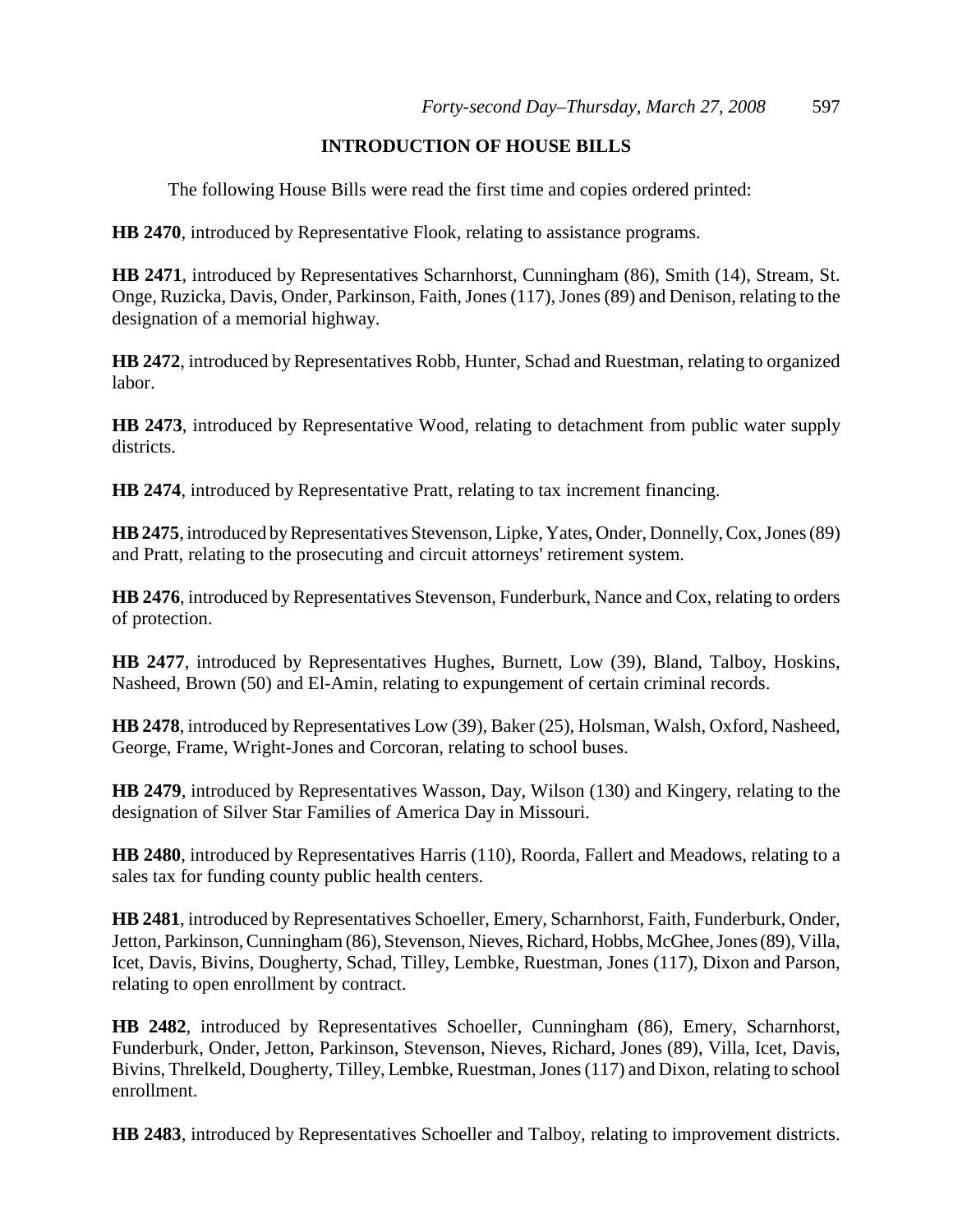## INTRODUCTION OF HOUSE BILLS

The following House Bills were read the first time and copies ordered printed:

**HB 2470**, introduced by Representative Flook, relating to assistance programs.

**HB 2471**, introduced by Representatives Scharnhorst, Cunningham (86), Smith (14), Stream, St. Onge, Ruzicka, Davis, Onder, Parkinson, Faith, Jones (117), Jones (89) and Denison, relating to the designation of a memorial highway.

**HB 2472**, introduced by Representatives Robb, Hunter, Schad and Ruestman, relating to organized labor.

**HB 2473**, introduced by Representative Wood, relating to detachment from public water supply districts.

**HB 2474**, introduced by Representative Pratt, relating to tax increment financing.

**HB 2475**, introduced by Representatives Stevenson, Lipke, Yates, Onder, Donnelly, Cox, Jones (89) and Pratt, relating to the prosecuting and circuit attorneys' retirement system.

**HB 2476**, introduced by Representatives Stevenson, Funderburk, Nance and Cox, relating to orders of protection.

**HB 2477**, introduced by Representatives Hughes, Burnett, Low (39), Bland, Talboy, Hoskins, Nasheed, Brown (50) and El-Amin, relating to expungement of certain criminal records.

**HB 2478**, introduced by Representatives Low (39), Baker (25), Holsman, Walsh, Oxford, Nasheed, George, Frame, Wright-Jones and Corcoran, relating to school buses.

**HB 2479**, introduced by Representatives Wasson, Day, Wilson (130) and Kingery, relating to the designation of Silver Star Families of America Day in Missouri.

**HB 2480**, introduced by Representatives Harris (110), Roorda, Fallert and Meadows, relating to a sales tax for funding county public health centers.

**HB 2481**, introduced by Representatives Schoeller, Emery, Scharnhorst, Faith, Funderburk, Onder, Jetton, Parkinson, Cunningham (86), Stevenson, Nieves, Richard, Hobbs, McGhee, Jones (89), Villa, Icet, Davis, Bivins, Dougherty, Schad, Tilley, Lembke, Ruestman, Jones (117), Dixon and Parson, relating to open enrollment by contract.

**HB 2482**, introduced by Representatives Schoeller, Cunningham (86), Emery, Scharnhorst, Funderburk, Onder, Jetton, Parkinson, Stevenson, Nieves, Richard, Jones (89), Villa, Icet, Davis, Bivins, Threlkeld, Dougherty, Tilley, Lembke, Ruestman, Jones (117) and Dixon, relating to school enrollment.

**HB 2483**, introduced by Representatives Schoeller and Talboy, relating to improvement districts.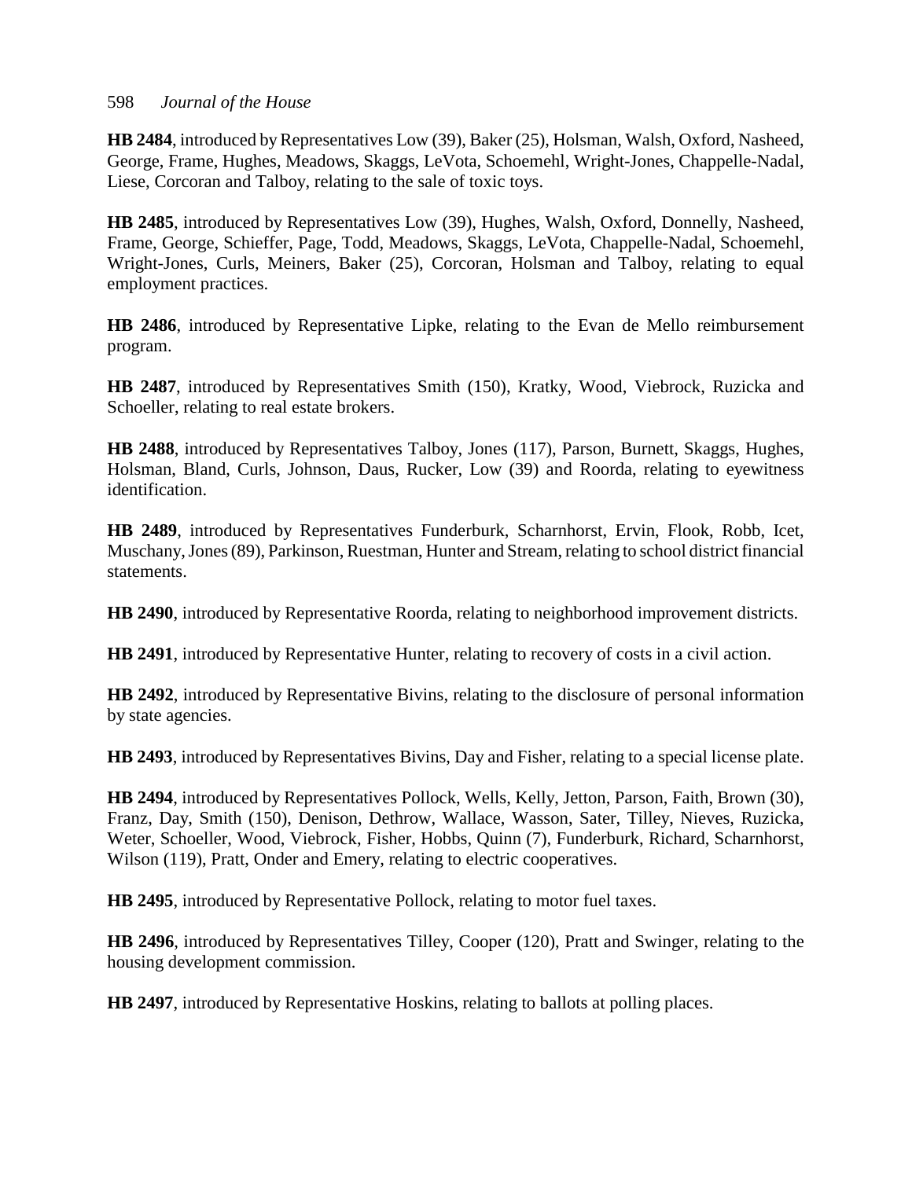**HB 2484**, introduced by Representatives Low (39), Baker (25), Holsman, Walsh, Oxford, Nasheed, George, Frame, Hughes, Meadows, Skaggs, LeVota, Schoemehl, Wright-Jones, Chappelle-Nadal, Liese, Corcoran and Talboy, relating to the sale of toxic toys.

**HB 2485**, introduced by Representatives Low (39), Hughes, Walsh, Oxford, Donnelly, Nasheed, Frame, George, Schieffer, Page, Todd, Meadows, Skaggs, LeVota, Chappelle-Nadal, Schoemehl, Wright-Jones, Curls, Meiners, Baker (25), Corcoran, Holsman and Talboy, relating to equal employment practices.

**HB 2486**, introduced by Representative Lipke, relating to the Evan de Mello reimbursement program.

**HB 2487**, introduced by Representatives Smith (150), Kratky, Wood, Viebrock, Ruzicka and Schoeller, relating to real estate brokers.

**HB 2488**, introduced by Representatives Talboy, Jones (117), Parson, Burnett, Skaggs, Hughes, Holsman, Bland, Curls, Johnson, Daus, Rucker, Low (39) and Roorda, relating to eyewitness identification.

**HB 2489**, introduced by Representatives Funderburk, Scharnhorst, Ervin, Flook, Robb, Icet, Muschany, Jones (89), Parkinson, Ruestman, Hunter and Stream, relating to school district financial statements.

**HB 2490**, introduced by Representative Roorda, relating to neighborhood improvement districts.

**HB 2491**, introduced by Representative Hunter, relating to recovery of costs in a civil action.

**HB 2492**, introduced by Representative Bivins, relating to the disclosure of personal information by state agencies.

**HB 2493**, introduced by Representatives Bivins, Day and Fisher, relating to a special license plate.

**HB 2494**, introduced by Representatives Pollock, Wells, Kelly, Jetton, Parson, Faith, Brown (30), Franz, Day, Smith (150), Denison, Dethrow, Wallace, Wasson, Sater, Tilley, Nieves, Ruzicka, Weter, Schoeller, Wood, Viebrock, Fisher, Hobbs, Quinn (7), Funderburk, Richard, Scharnhorst, Wilson (119), Pratt, Onder and Emery, relating to electric cooperatives.

**HB 2495**, introduced by Representative Pollock, relating to motor fuel taxes.

**HB 2496**, introduced by Representatives Tilley, Cooper (120), Pratt and Swinger, relating to the housing development commission.

**HB 2497**, introduced by Representative Hoskins, relating to ballots at polling places.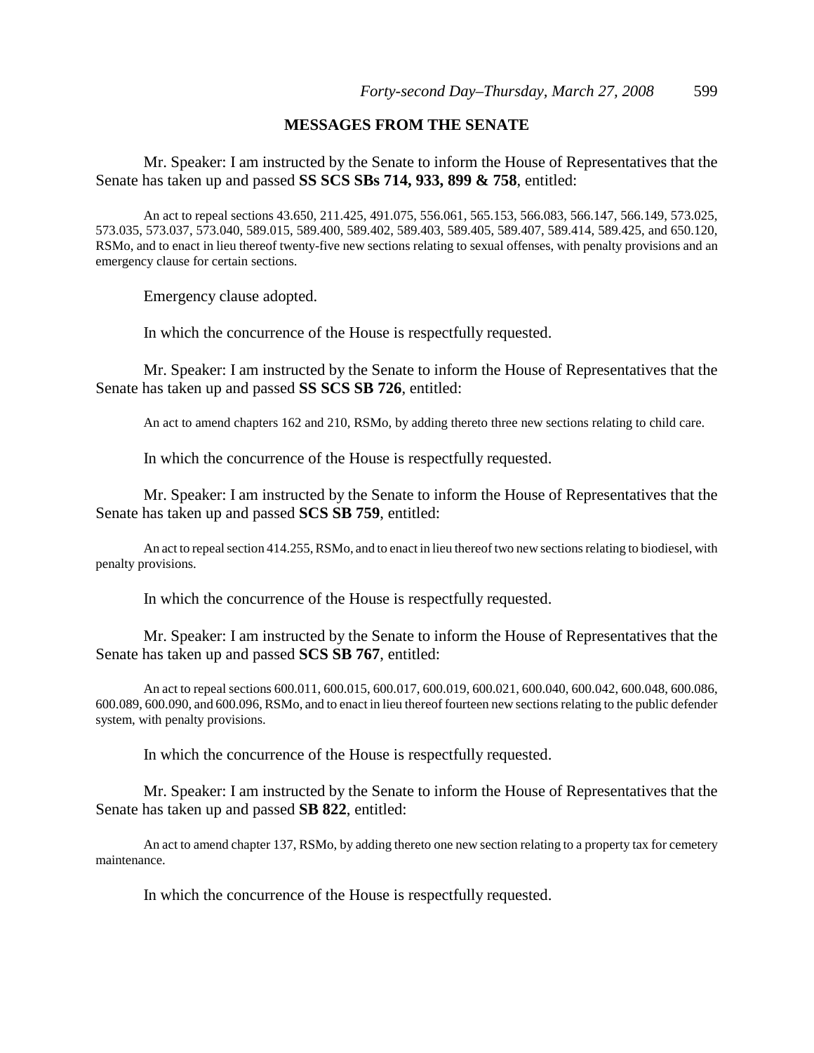## MESSAGES FROM THE SENATE

Mr. Speaker: I am instructed by the Senate to inform the House of Representatives that the Senate has taken up and passed **SS SCS SBs 714, 933, 899 & 758**, entitled:

An act to repeal sections 43.650, 211.425, 491.075, 556.061, 565.153, 566.083, 566.147, 566.149, 573.025, 573.035, 573.037, 573.040, 589.015, 589.400, 589.402, 589.403, 589.405, 589.407, 589.414, 589.425, and 650.120, RSMo, and to enact in lieu thereof twenty-five new sections relating to sexual offenses, with penalty provisions and an emergency clause for certain sections.

Emergency clause adopted.

In which the concurrence of the House is respectfully requested.

Mr. Speaker: I am instructed by the Senate to inform the House of Representatives that the Senate has taken up and passed **SS SCS SB 726**, entitled:

An act to amend chapters 162 and 210, RSMo, by adding thereto three new sections relating to child care.

In which the concurrence of the House is respectfully requested.

Mr. Speaker: I am instructed by the Senate to inform the House of Representatives that the Senate has taken up and passed **SCS SB 759**, entitled:

An act to repeal section 414.255, RSMo, and to enact in lieu thereof two new sections relating to biodiesel, with penalty provisions.

In which the concurrence of the House is respectfully requested.

Mr. Speaker: I am instructed by the Senate to inform the House of Representatives that the Senate has taken up and passed **SCS SB 767**, entitled:

An act to repeal sections 600.011, 600.015, 600.017, 600.019, 600.021, 600.040, 600.042, 600.048, 600.086, 600.089, 600.090, and 600.096, RSMo, and to enact in lieu thereof fourteen new sections relating to the public defender system, with penalty provisions.

In which the concurrence of the House is respectfully requested.

Mr. Speaker: I am instructed by the Senate to inform the House of Representatives that the Senate has taken up and passed **SB 822**, entitled:

An act to amend chapter 137, RSMo, by adding thereto one new section relating to a property tax for cemetery maintenance.

In which the concurrence of the House is respectfully requested.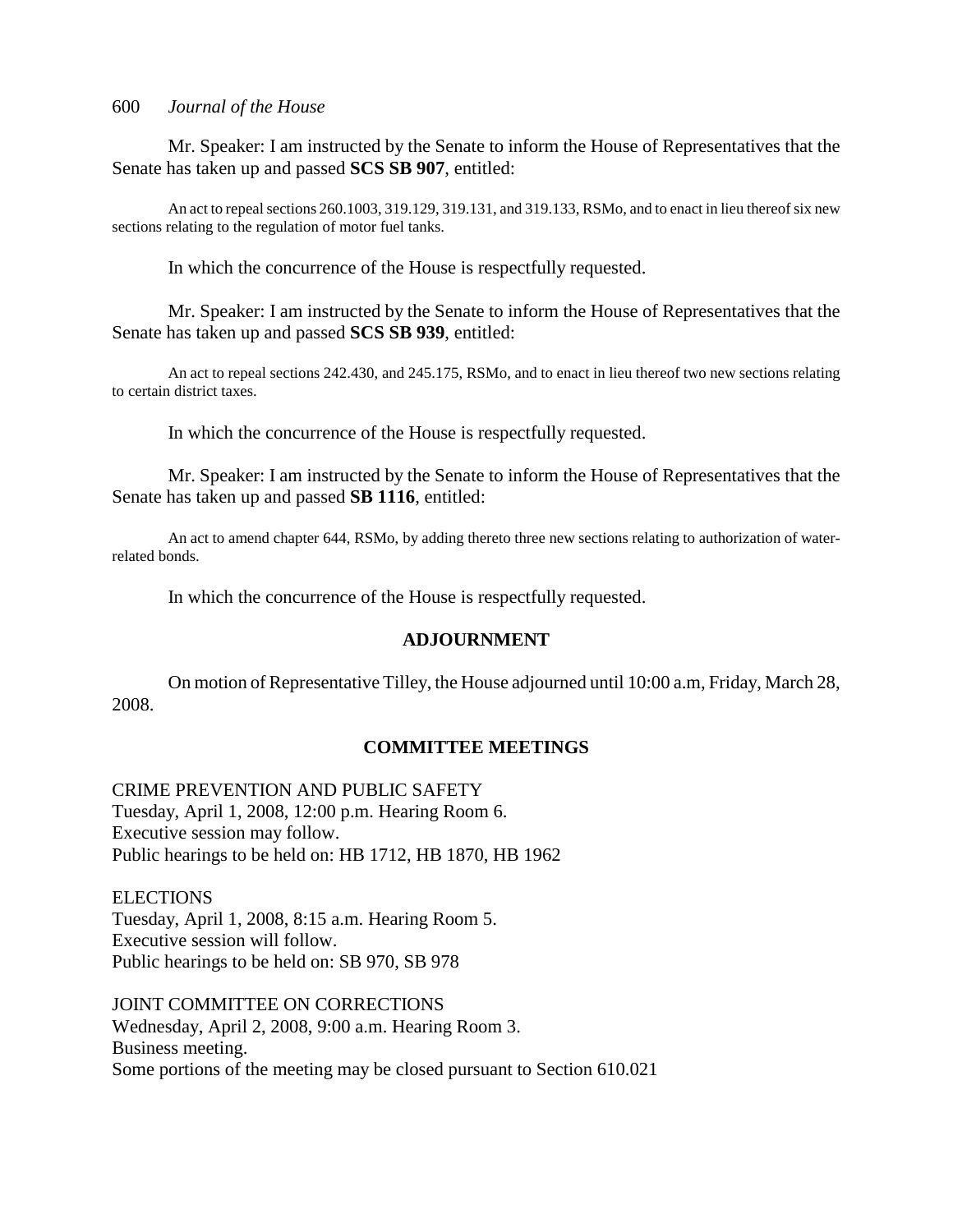Mr. Speaker: I am instructed by the Senate to inform the House of Representatives that the Senate has taken up and passed **SCS SB 907**, entitled:

An act to repeal sections 260.1003, 319.129, 319.131, and 319.133, RSMo, and to enact in lieu thereof six new sections relating to the regulation of motor fuel tanks.

In which the concurrence of the House is respectfully requested.

Mr. Speaker: I am instructed by the Senate to inform the House of Representatives that the Senate has taken up and passed **SCS SB 939**, entitled:

An act to repeal sections 242.430, and 245.175, RSMo, and to enact in lieu thereof two new sections relating to certain district taxes.

In which the concurrence of the House is respectfully requested.

Mr. Speaker: I am instructed by the Senate to inform the House of Representatives that the Senate has taken up and passed **SB 1116**, entitled:

An act to amend chapter 644, RSMo, by adding thereto three new sections relating to authorization of water-related bonds.

In which the concurrence of the House is respectfully requested.

## ADJOURNMENT

On motion of Representative Tilley, the House adjourned until 10:00 a.m, Friday, March 28, 2008.

## COMMITTEE MEETINGS

CRIME PREVENTION AND PUBLIC SAFETY
Tuesday, April 1, 2008, 12:00 p.m. Hearing Room 6.
Executive session may follow.
Public hearings to be held on: HB 1712, HB 1870, HB 1962

ELECTIONS
Tuesday, April 1, 2008, 8:15 a.m. Hearing Room 5.
Executive session will follow.
Public hearings to be held on: SB 970, SB 978

JOINT COMMITTEE ON CORRECTIONS
Wednesday, April 2, 2008, 9:00 a.m. Hearing Room 3.
Business meeting.
Some portions of the meeting may be closed pursuant to Section 610.021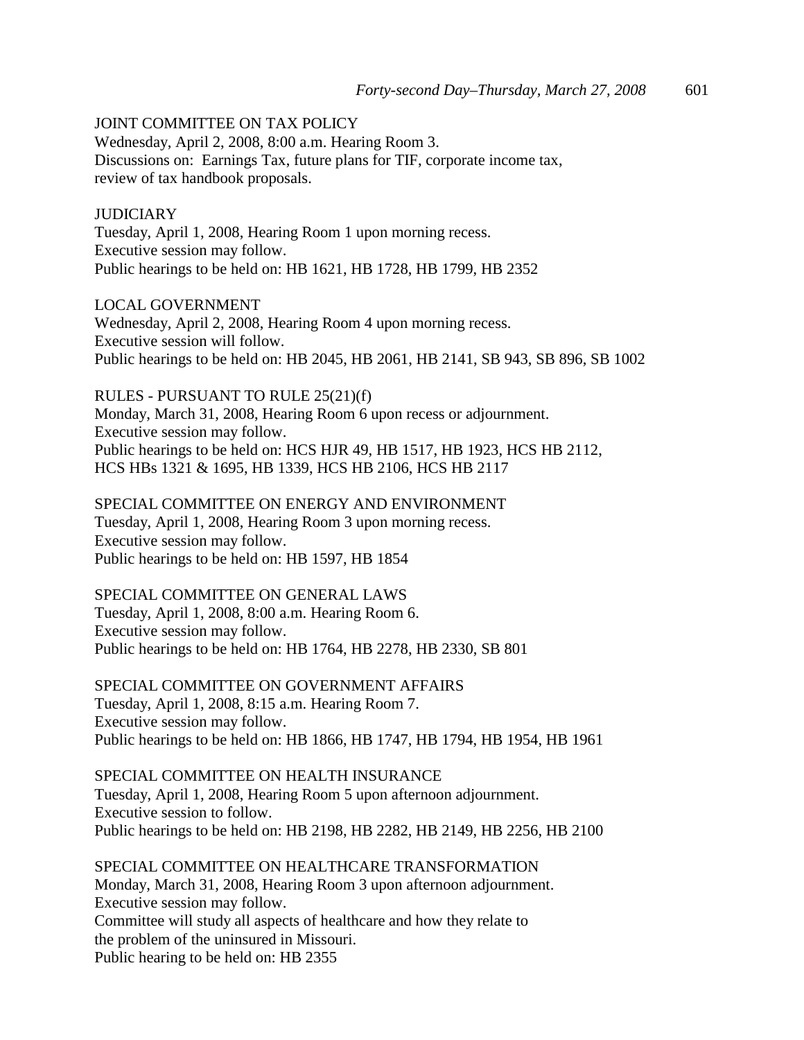JOINT COMMITTEE ON TAX POLICY
Wednesday, April 2, 2008, 8:00 a.m. Hearing Room 3.
Discussions on: Earnings Tax, future plans for TIF, corporate income tax, review of tax handbook proposals.

JUDICIARY
Tuesday, April 1, 2008, Hearing Room 1 upon morning recess.
Executive session may follow.
Public hearings to be held on: HB 1621, HB 1728, HB 1799, HB 2352

LOCAL GOVERNMENT
Wednesday, April 2, 2008, Hearing Room 4 upon morning recess.
Executive session will follow.
Public hearings to be held on: HB 2045, HB 2061, HB 2141, SB 943, SB 896, SB 1002

RULES - PURSUANT TO RULE 25(21)(f)
Monday, March 31, 2008, Hearing Room 6 upon recess or adjournment.
Executive session may follow.
Public hearings to be held on: HCS HJR 49, HB 1517, HB 1923, HCS HB 2112, HCS HBs 1321 & 1695, HB 1339, HCS HB 2106, HCS HB 2117

SPECIAL COMMITTEE ON ENERGY AND ENVIRONMENT
Tuesday, April 1, 2008, Hearing Room 3 upon morning recess.
Executive session may follow.
Public hearings to be held on: HB 1597, HB 1854

SPECIAL COMMITTEE ON GENERAL LAWS
Tuesday, April 1, 2008, 8:00 a.m. Hearing Room 6.
Executive session may follow.
Public hearings to be held on: HB 1764, HB 2278, HB 2330, SB 801

SPECIAL COMMITTEE ON GOVERNMENT AFFAIRS
Tuesday, April 1, 2008, 8:15 a.m. Hearing Room 7.
Executive session may follow.
Public hearings to be held on: HB 1866, HB 1747, HB 1794, HB 1954, HB 1961

SPECIAL COMMITTEE ON HEALTH INSURANCE
Tuesday, April 1, 2008, Hearing Room 5 upon afternoon adjournment.
Executive session to follow.
Public hearings to be held on: HB 2198, HB 2282, HB 2149, HB 2256, HB 2100

SPECIAL COMMITTEE ON HEALTHCARE TRANSFORMATION
Monday, March 31, 2008, Hearing Room 3 upon afternoon adjournment.
Executive session may follow.
Committee will study all aspects of healthcare and how they relate to the problem of the uninsured in Missouri.
Public hearing to be held on: HB 2355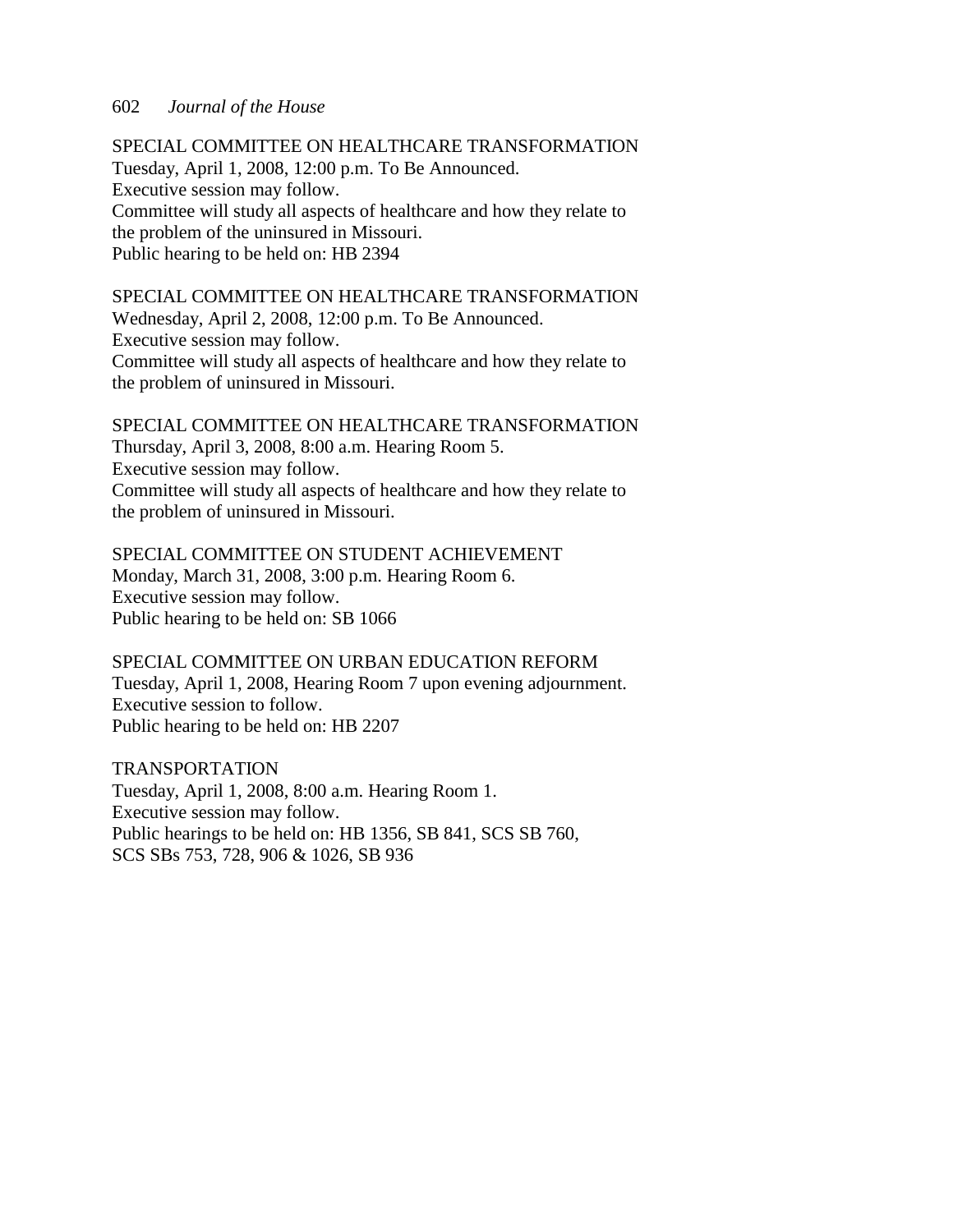SPECIAL COMMITTEE ON HEALTHCARE TRANSFORMATION
Tuesday, April 1, 2008, 12:00 p.m. To Be Announced.
Executive session may follow.
Committee will study all aspects of healthcare and how they relate to the problem of the uninsured in Missouri.
Public hearing to be held on: HB 2394

SPECIAL COMMITTEE ON HEALTHCARE TRANSFORMATION
Wednesday, April 2, 2008, 12:00 p.m. To Be Announced.
Executive session may follow.
Committee will study all aspects of healthcare and how they relate to the problem of uninsured in Missouri.

SPECIAL COMMITTEE ON HEALTHCARE TRANSFORMATION
Thursday, April 3, 2008, 8:00 a.m. Hearing Room 5.
Executive session may follow.
Committee will study all aspects of healthcare and how they relate to the problem of uninsured in Missouri.

SPECIAL COMMITTEE ON STUDENT ACHIEVEMENT
Monday, March 31, 2008, 3:00 p.m. Hearing Room 6.
Executive session may follow.
Public hearing to be held on: SB 1066

SPECIAL COMMITTEE ON URBAN EDUCATION REFORM
Tuesday, April 1, 2008, Hearing Room 7 upon evening adjournment.
Executive session to follow.
Public hearing to be held on: HB 2207

TRANSPORTATION
Tuesday, April 1, 2008, 8:00 a.m. Hearing Room 1.
Executive session may follow.
Public hearings to be held on: HB 1356, SB 841, SCS SB 760, SCS SBs 753, 728, 906 & 1026, SB 936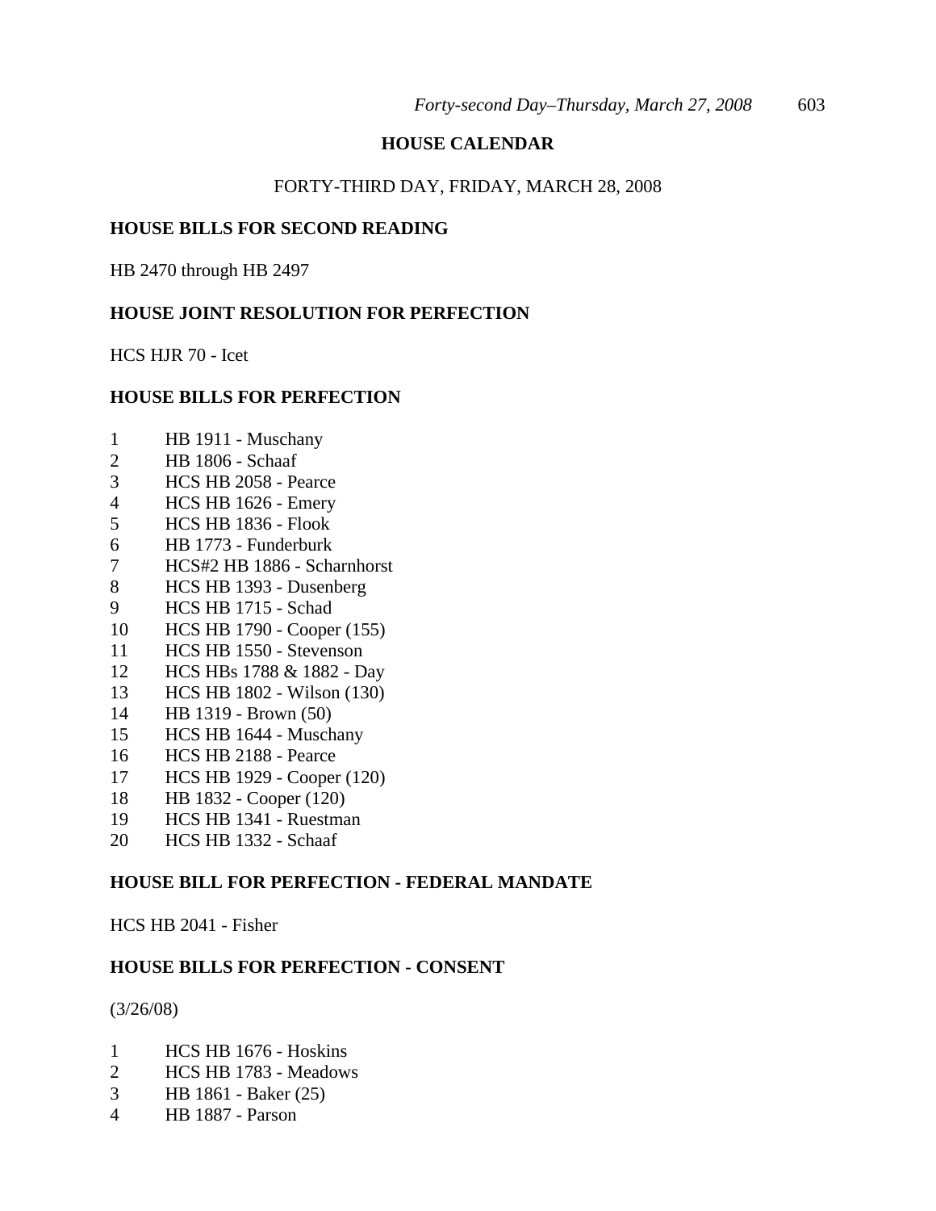## HOUSE CALENDAR

FORTY-THIRD DAY, FRIDAY, MARCH 28, 2008

### HOUSE BILLS FOR SECOND READING

HB 2470 through HB 2497

### HOUSE JOINT RESOLUTION FOR PERFECTION

HCS HJR 70 - Icet

### HOUSE BILLS FOR PERFECTION

1 HB 1911 - Muschany
2 HB 1806 - Schaaf
3 HCS HB 2058 - Pearce
4 HCS HB 1626 - Emery
5 HCS HB 1836 - Flook
6 HB 1773 - Funderburk
7 HCS#2 HB 1886 - Scharnhorst
8 HCS HB 1393 - Dusenberg
9 HCS HB 1715 - Schad
10 HCS HB 1790 - Cooper (155)
11 HCS HB 1550 - Stevenson
12 HCS HBs 1788 & 1882 - Day
13 HCS HB 1802 - Wilson (130)
14 HB 1319 - Brown (50)
15 HCS HB 1644 - Muschany
16 HCS HB 2188 - Pearce
17 HCS HB 1929 - Cooper (120)
18 HB 1832 - Cooper (120)
19 HCS HB 1341 - Ruestman
20 HCS HB 1332 - Schaaf

### HOUSE BILL FOR PERFECTION - FEDERAL MANDATE

HCS HB 2041 - Fisher

### HOUSE BILLS FOR PERFECTION - CONSENT

(3/26/08)

1 HCS HB 1676 - Hoskins
2 HCS HB 1783 - Meadows
3 HB 1861 - Baker (25)
4 HB 1887 - Parson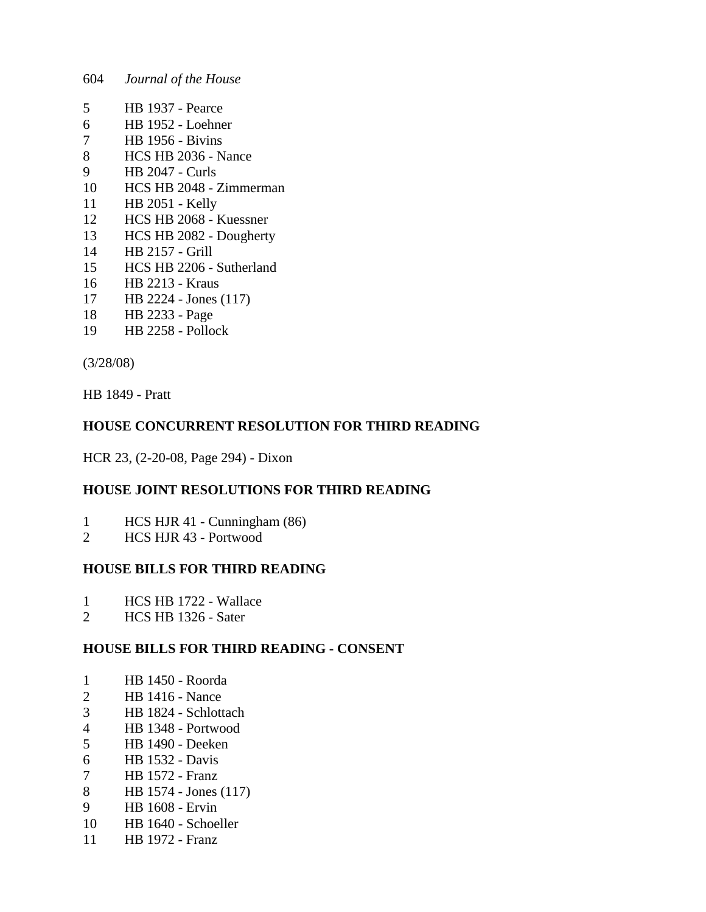5 HB 1937 - Pearce
6 HB 1952 - Loehner
7 HB 1956 - Bivins
8 HCS HB 2036 - Nance
9 HB 2047 - Curls
10 HCS HB 2048 - Zimmerman
11 HB 2051 - Kelly
12 HCS HB 2068 - Kuessner
13 HCS HB 2082 - Dougherty
14 HB 2157 - Grill
15 HCS HB 2206 - Sutherland
16 HB 2213 - Kraus
17 HB 2224 - Jones (117)
18 HB 2233 - Page
19 HB 2258 - Pollock

(3/28/08)

HB 1849 - Pratt

**HOUSE CONCURRENT RESOLUTION FOR THIRD READING**

HCR 23, (2-20-08, Page 294) - Dixon

**HOUSE JOINT RESOLUTIONS FOR THIRD READING**

1 HCS HJR 41 - Cunningham (86)
2 HCS HJR 43 - Portwood

**HOUSE BILLS FOR THIRD READING**

1 HCS HB 1722 - Wallace
2 HCS HB 1326 - Sater

**HOUSE BILLS FOR THIRD READING - CONSENT**

1 HB 1450 - Roorda
2 HB 1416 - Nance
3 HB 1824 - Schlottach
4 HB 1348 - Portwood
5 HB 1490 - Deeken
6 HB 1532 - Davis
7 HB 1572 - Franz
8 HB 1574 - Jones (117)
9 HB 1608 - Ervin
10 HB 1640 - Schoeller
11 HB 1972 - Franz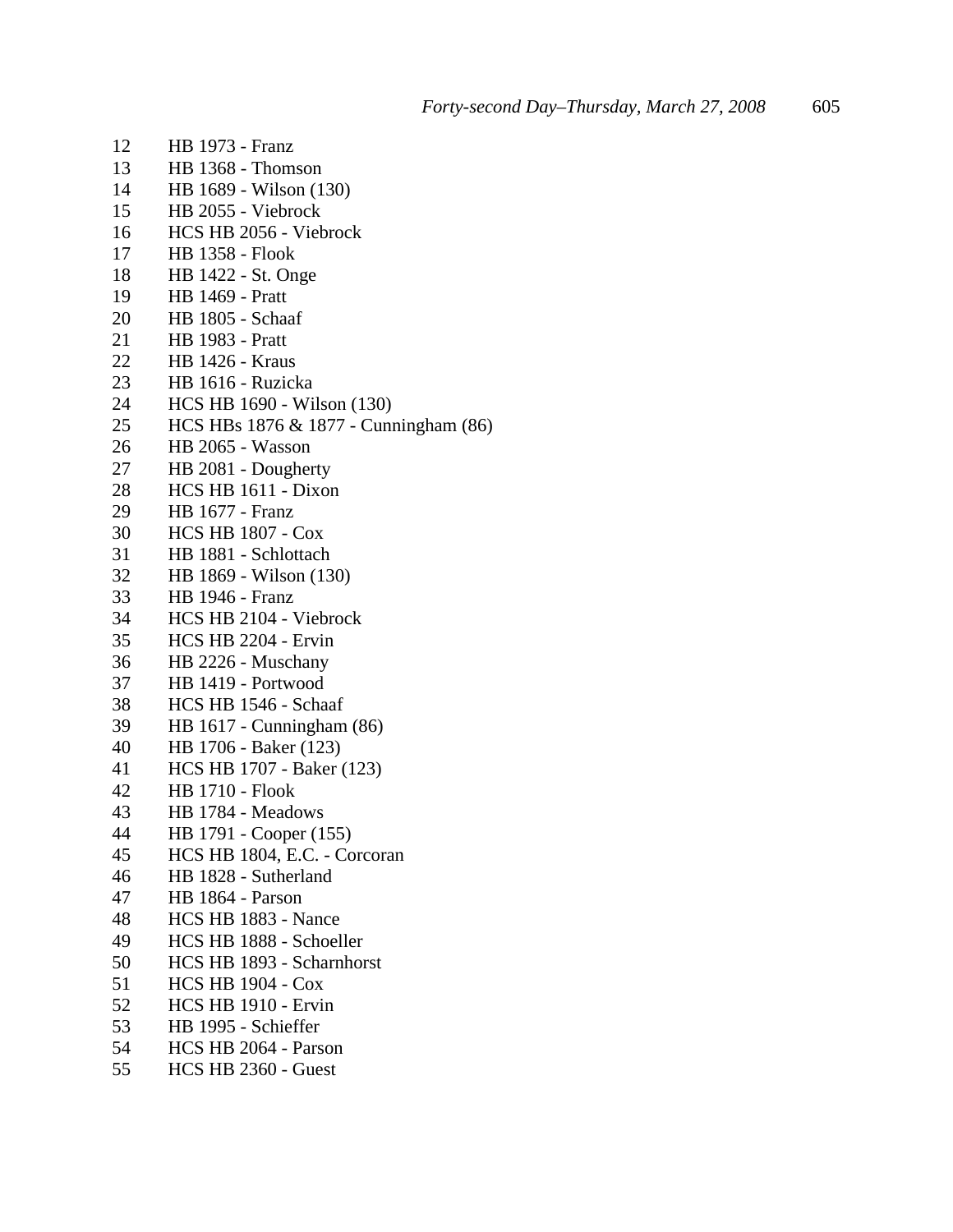12 HB 1973 - Franz
13 HB 1368 - Thomson
14 HB 1689 - Wilson (130)
15 HB 2055 - Viebrock
16 HCS HB 2056 - Viebrock
17 HB 1358 - Flook
18 HB 1422 - St. Onge
19 HB 1469 - Pratt
20 HB 1805 - Schaaf
21 HB 1983 - Pratt
22 HB 1426 - Kraus
23 HB 1616 - Ruzicka
24 HCS HB 1690 - Wilson (130)
25 HCS HBs 1876 & 1877 - Cunningham (86)
26 HB 2065 - Wasson
27 HB 2081 - Dougherty
28 HCS HB 1611 - Dixon
29 HB 1677 - Franz
30 HCS HB 1807 - Cox
31 HB 1881 - Schlottach
32 HB 1869 - Wilson (130)
33 HB 1946 - Franz
34 HCS HB 2104 - Viebrock
35 HCS HB 2204 - Ervin
36 HB 2226 - Muschany
37 HB 1419 - Portwood
38 HCS HB 1546 - Schaaf
39 HB 1617 - Cunningham (86)
40 HB 1706 - Baker (123)
41 HCS HB 1707 - Baker (123)
42 HB 1710 - Flook
43 HB 1784 - Meadows
44 HB 1791 - Cooper (155)
45 HCS HB 1804, E.C. - Corcoran
46 HB 1828 - Sutherland
47 HB 1864 - Parson
48 HCS HB 1883 - Nance
49 HCS HB 1888 - Schoeller
50 HCS HB 1893 - Scharnhorst
51 HCS HB 1904 - Cox
52 HCS HB 1910 - Ervin
53 HB 1995 - Schieffer
54 HCS HB 2064 - Parson
55 HCS HB 2360 - Guest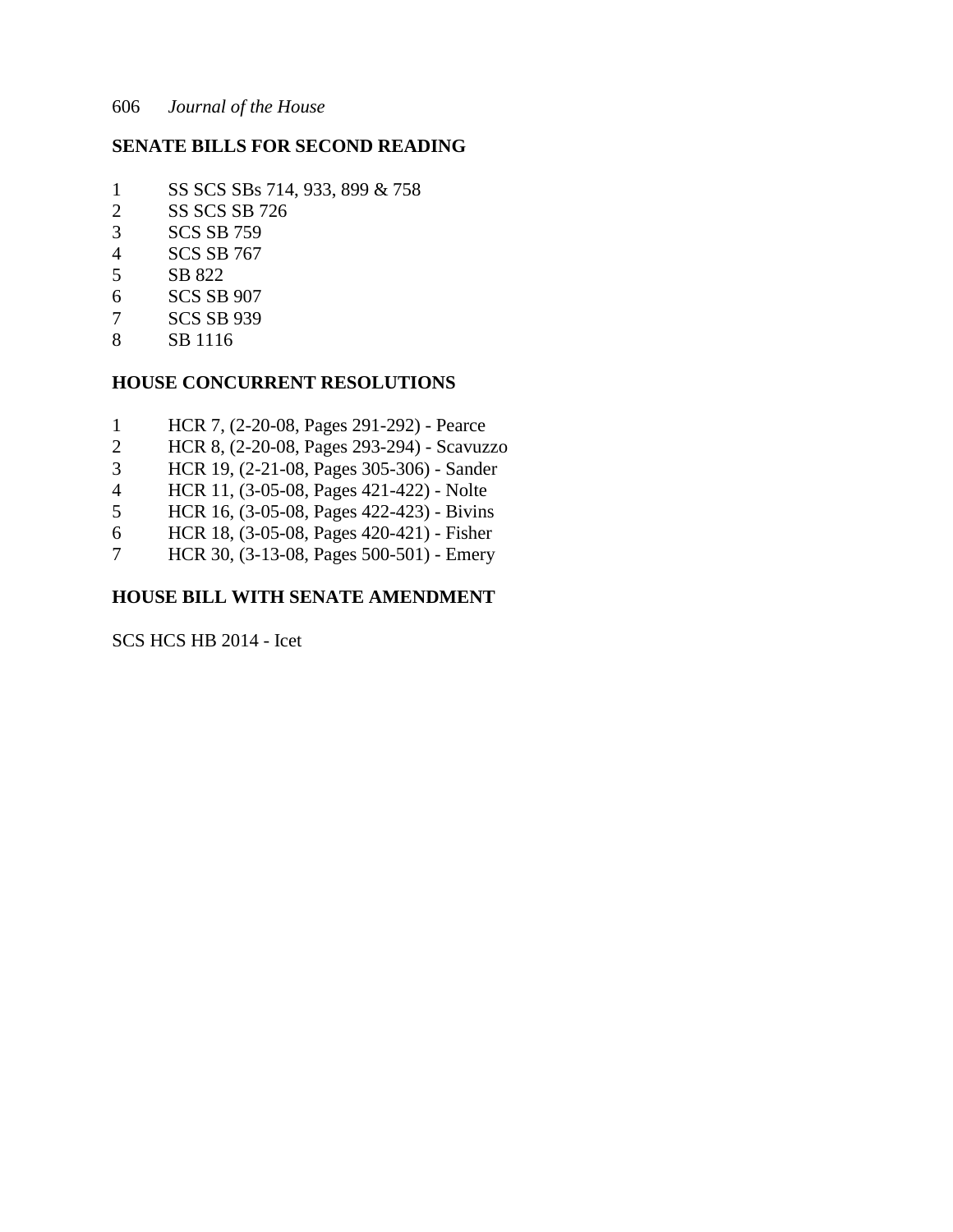## SENATE BILLS FOR SECOND READING

1 SS SCS SBs 714, 933, 899 & 758
2 SS SCS SB 726
3 SCS SB 759
4 SCS SB 767
5 SB 822
6 SCS SB 907
7 SCS SB 939
8 SB 1116

## HOUSE CONCURRENT RESOLUTIONS

1 HCR 7, (2-20-08, Pages 291-292) - Pearce
2 HCR 8, (2-20-08, Pages 293-294) - Scavuzzo
3 HCR 19, (2-21-08, Pages 305-306) - Sander
4 HCR 11, (3-05-08, Pages 421-422) - Nolte
5 HCR 16, (3-05-08, Pages 422-423) - Bivins
6 HCR 18, (3-05-08, Pages 420-421) - Fisher
7 HCR 30, (3-13-08, Pages 500-501) - Emery

## HOUSE BILL WITH SENATE AMENDMENT

SCS HCS HB 2014 - Icet